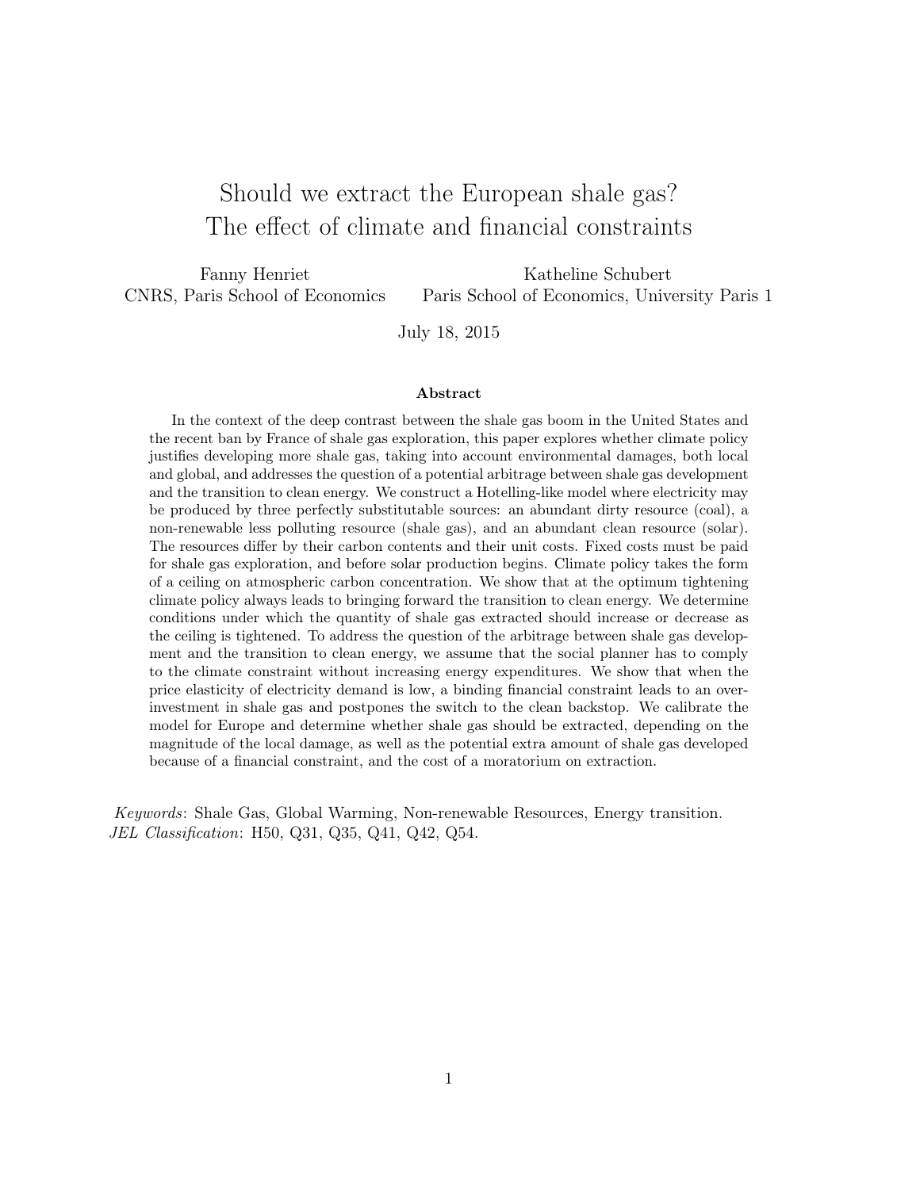# Should we extract the European shale gas? The effect of climate and financial constraints

Fanny Henriet
CNRS, Paris School of Economics

Katheline Schubert
Paris School of Economics, University Paris 1

July 18, 2015

### Abstract

In the context of the deep contrast between the shale gas boom in the United States and the recent ban by France of shale gas exploration, this paper explores whether climate policy justifies developing more shale gas, taking into account environmental damages, both local and global, and addresses the question of a potential arbitrage between shale gas development and the transition to clean energy. We construct a Hotelling-like model where electricity may be produced by three perfectly substitutable sources: an abundant dirty resource (coal), a non-renewable less polluting resource (shale gas), and an abundant clean resource (solar). The resources differ by their carbon contents and their unit costs. Fixed costs must be paid for shale gas exploration, and before solar production begins. Climate policy takes the form of a ceiling on atmospheric carbon concentration. We show that at the optimum tightening climate policy always leads to bringing forward the transition to clean energy. We determine conditions under which the quantity of shale gas extracted should increase or decrease as the ceiling is tightened. To address the question of the arbitrage between shale gas development and the transition to clean energy, we assume that the social planner has to comply to the climate constraint without increasing energy expenditures. We show that when the price elasticity of electricity demand is low, a binding financial constraint leads to an over-investment in shale gas and postpones the switch to the clean backstop. We calibrate the model for Europe and determine whether shale gas should be extracted, depending on the magnitude of the local damage, as well as the potential extra amount of shale gas developed because of a financial constraint, and the cost of a moratorium on extraction.

*Keywords*: Shale Gas, Global Warming, Non-renewable Resources, Energy transition.
*JEL Classification*: H50, Q31, Q35, Q41, Q42, Q54.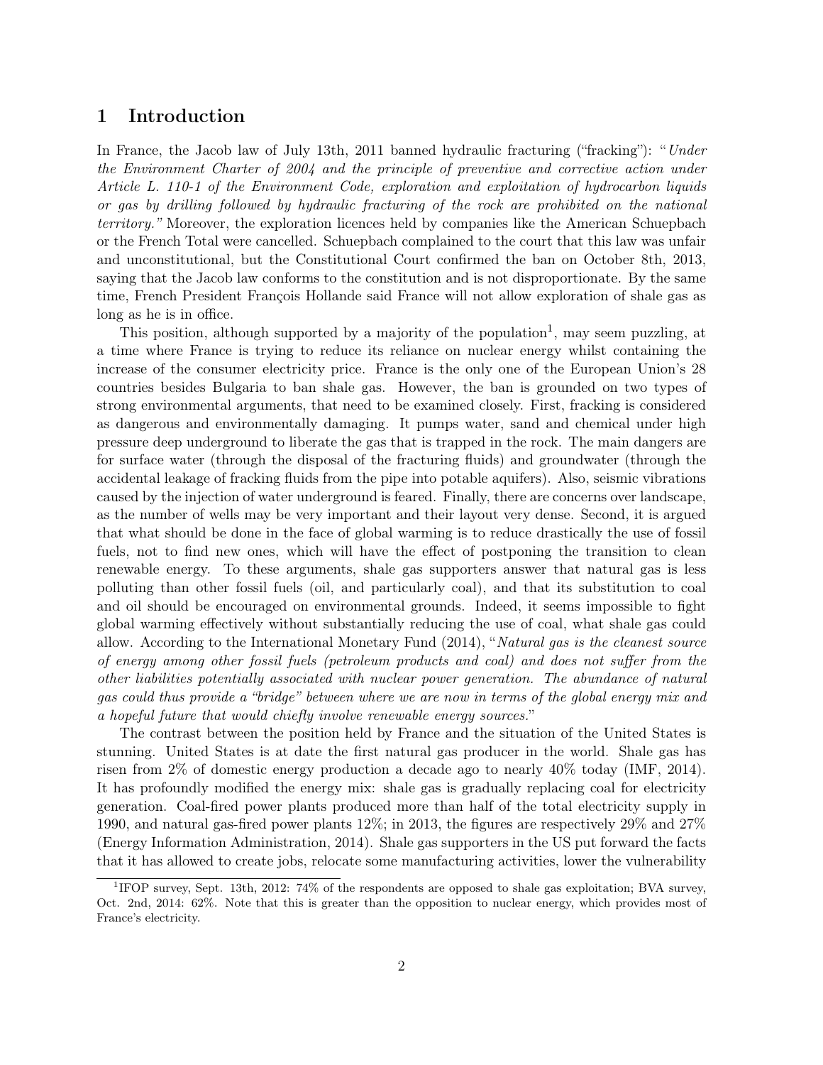## 1 Introduction

In France, the Jacob law of July 13th, 2011 banned hydraulic fracturing ("fracking"): "*Under the Environment Charter of 2004 and the principle of preventive and corrective action under Article L. 110-1 of the Environment Code, exploration and exploitation of hydrocarbon liquids or gas by drilling followed by hydraulic fracturing of the rock are prohibited on the national territory.*" Moreover, the exploration licences held by companies like the American Schuepbach or the French Total were cancelled. Schuepbach complained to the court that this law was unfair and unconstitutional, but the Constitutional Court confirmed the ban on October 8th, 2013, saying that the Jacob law conforms to the constitution and is not disproportionate. By the same time, French President François Hollande said France will not allow exploration of shale gas as long as he is in office.

This position, although supported by a majority of the population[1], may seem puzzling, at a time where France is trying to reduce its reliance on nuclear energy whilst containing the increase of the consumer electricity price. France is the only one of the European Union's 28 countries besides Bulgaria to ban shale gas. However, the ban is grounded on two types of strong environmental arguments, that need to be examined closely. First, fracking is considered as dangerous and environmentally damaging. It pumps water, sand and chemical under high pressure deep underground to liberate the gas that is trapped in the rock. The main dangers are for surface water (through the disposal of the fracturing fluids) and groundwater (through the accidental leakage of fracking fluids from the pipe into potable aquifers). Also, seismic vibrations caused by the injection of water underground is feared. Finally, there are concerns over landscape, as the number of wells may be very important and their layout very dense. Second, it is argued that what should be done in the face of global warming is to reduce drastically the use of fossil fuels, not to find new ones, which will have the effect of postponing the transition to clean renewable energy. To these arguments, shale gas supporters answer that natural gas is less polluting than other fossil fuels (oil, and particularly coal), and that its substitution to coal and oil should be encouraged on environmental grounds. Indeed, it seems impossible to fight global warming effectively without substantially reducing the use of coal, what shale gas could allow. According to the International Monetary Fund (2014), "*Natural gas is the cleanest source of energy among other fossil fuels (petroleum products and coal) and does not suffer from the other liabilities potentially associated with nuclear power generation. The abundance of natural gas could thus provide a "bridge" between where we are now in terms of the global energy mix and a hopeful future that would chiefly involve renewable energy sources.*"

The contrast between the position held by France and the situation of the United States is stunning. United States is at date the first natural gas producer in the world. Shale gas has risen from 2% of domestic energy production a decade ago to nearly 40% today (IMF, 2014). It has profoundly modified the energy mix: shale gas is gradually replacing coal for electricity generation. Coal-fired power plants produced more than half of the total electricity supply in 1990, and natural gas-fired power plants 12%; in 2013, the figures are respectively 29% and 27% (Energy Information Administration, 2014). Shale gas supporters in the US put forward the facts that it has allowed to create jobs, relocate some manufacturing activities, lower the vulnerability

[1] IFOP survey, Sept. 13th, 2012: 74% of the respondents are opposed to shale gas exploitation; BVA survey, Oct. 2nd, 2014: 62%. Note that this is greater than the opposition to nuclear energy, which provides most of France's electricity.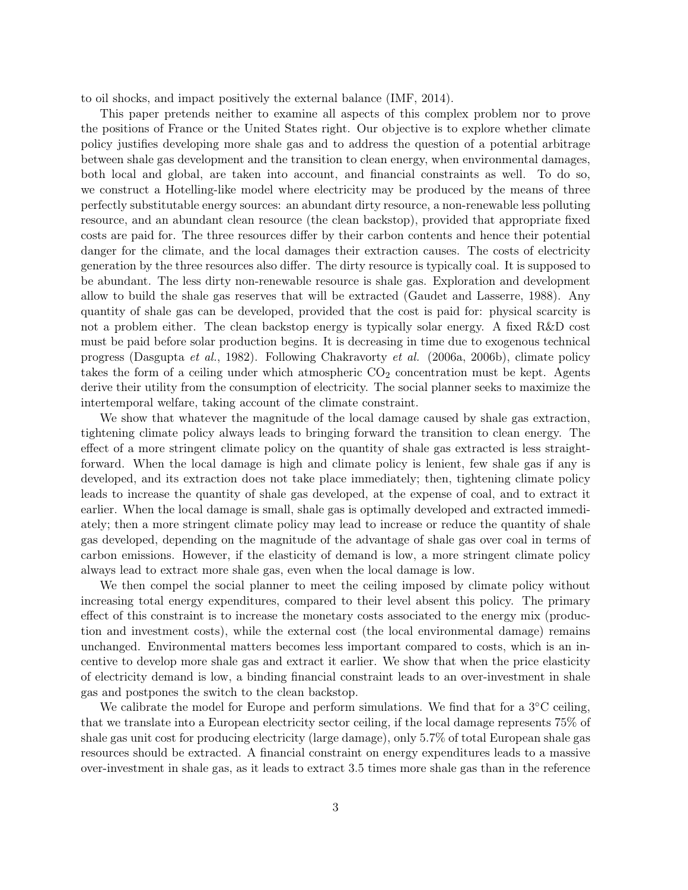to oil shocks, and impact positively the external balance (IMF, 2014).

This paper pretends neither to examine all aspects of this complex problem nor to prove the positions of France or the United States right. Our objective is to explore whether climate policy justifies developing more shale gas and to address the question of a potential arbitrage between shale gas development and the transition to clean energy, when environmental damages, both local and global, are taken into account, and financial constraints as well. To do so, we construct a Hotelling-like model where electricity may be produced by the means of three perfectly substitutable energy sources: an abundant dirty resource, a non-renewable less polluting resource, and an abundant clean resource (the clean backstop), provided that appropriate fixed costs are paid for. The three resources differ by their carbon contents and hence their potential danger for the climate, and the local damages their extraction causes. The costs of electricity generation by the three resources also differ. The dirty resource is typically coal. It is supposed to be abundant. The less dirty non-renewable resource is shale gas. Exploration and development allow to build the shale gas reserves that will be extracted (Gaudet and Lasserre, 1988). Any quantity of shale gas can be developed, provided that the cost is paid for: physical scarcity is not a problem either. The clean backstop energy is typically solar energy. A fixed R&D cost must be paid before solar production begins. It is decreasing in time due to exogenous technical progress (Dasgupta *et al.*, 1982). Following Chakravorty *et al.* (2006a, 2006b), climate policy takes the form of a ceiling under which atmospheric $CO_2$ concentration must be kept. Agents derive their utility from the consumption of electricity. The social planner seeks to maximize the intertemporal welfare, taking account of the climate constraint.

We show that whatever the magnitude of the local damage caused by shale gas extraction, tightening climate policy always leads to bringing forward the transition to clean energy. The effect of a more stringent climate policy on the quantity of shale gas extracted is less straightforward. When the local damage is high and climate policy is lenient, few shale gas if any is developed, and its extraction does not take place immediately; then, tightening climate policy leads to increase the quantity of shale gas developed, at the expense of coal, and to extract it earlier. When the local damage is small, shale gas is optimally developed and extracted immediately; then a more stringent climate policy may lead to increase or reduce the quantity of shale gas developed, depending on the magnitude of the advantage of shale gas over coal in terms of carbon emissions. However, if the elasticity of demand is low, a more stringent climate policy always lead to extract more shale gas, even when the local damage is low.

We then compel the social planner to meet the ceiling imposed by climate policy without increasing total energy expenditures, compared to their level absent this policy. The primary effect of this constraint is to increase the monetary costs associated to the energy mix (production and investment costs), while the external cost (the local environmental damage) remains unchanged. Environmental matters becomes less important compared to costs, which is an incentive to develop more shale gas and extract it earlier. We show that when the price elasticity of electricity demand is low, a binding financial constraint leads to an over-investment in shale gas and postpones the switch to the clean backstop.

We calibrate the model for Europe and perform simulations. We find that for a 3°C ceiling, that we translate into a European electricity sector ceiling, if the local damage represents 75% of shale gas unit cost for producing electricity (large damage), only 5.7% of total European shale gas resources should be extracted. A financial constraint on energy expenditures leads to a massive over-investment in shale gas, as it leads to extract 3.5 times more shale gas than in the reference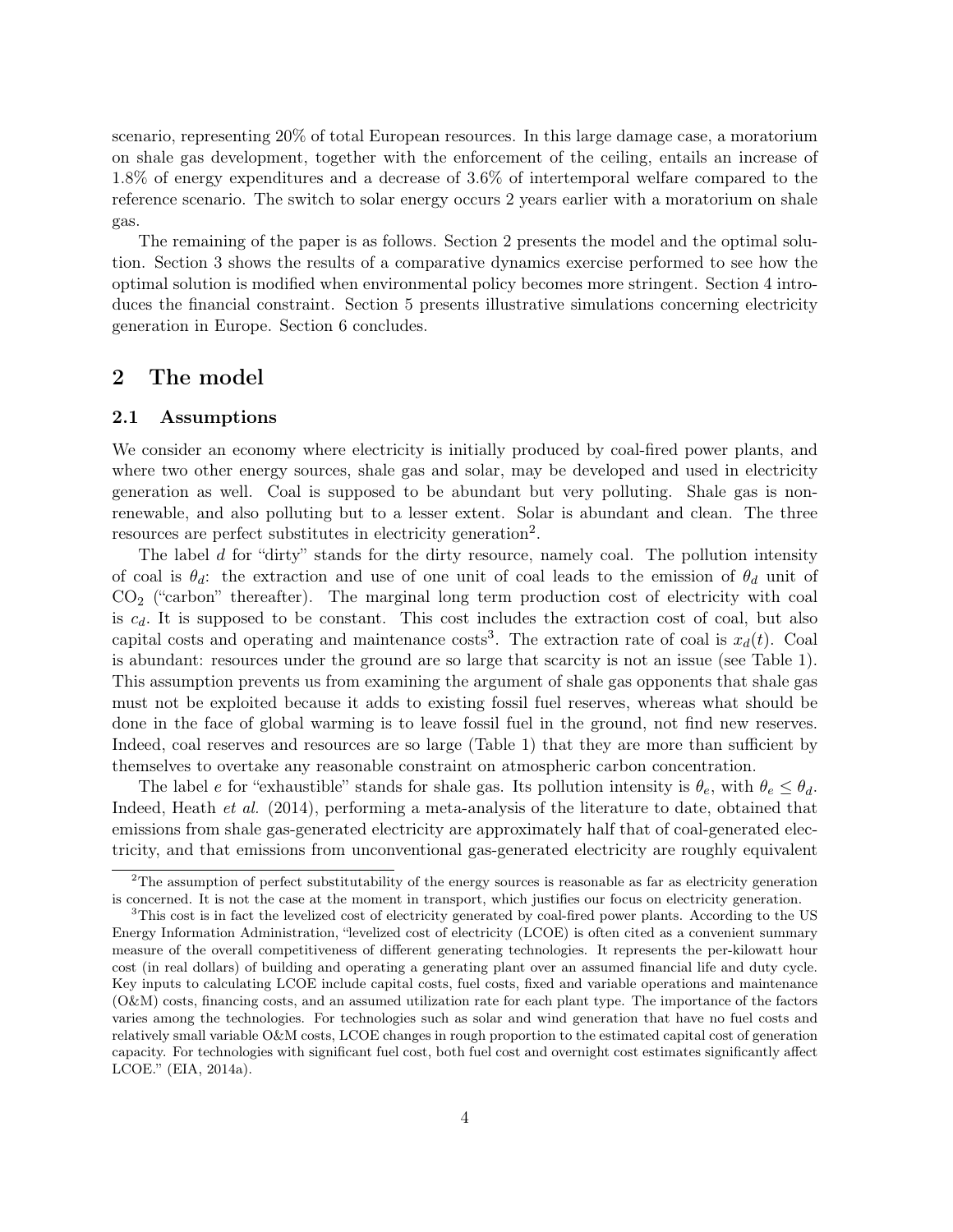scenario, representing 20% of total European resources. In this large damage case, a moratorium on shale gas development, together with the enforcement of the ceiling, entails an increase of 1.8% of energy expenditures and a decrease of 3.6% of intertemporal welfare compared to the reference scenario. The switch to solar energy occurs 2 years earlier with a moratorium on shale gas.

The remaining of the paper is as follows. Section 2 presents the model and the optimal solution. Section 3 shows the results of a comparative dynamics exercise performed to see how the optimal solution is modified when environmental policy becomes more stringent. Section 4 introduces the financial constraint. Section 5 presents illustrative simulations concerning electricity generation in Europe. Section 6 concludes.

## 2 The model

### 2.1 Assumptions

We consider an economy where electricity is initially produced by coal-fired power plants, and where two other energy sources, shale gas and solar, may be developed and used in electricity generation as well. Coal is supposed to be abundant but very polluting. Shale gas is non-renewable, and also polluting but to a lesser extent. Solar is abundant and clean. The three resources are perfect substitutes in electricity generation[2].

The label $d$ for "dirty" stands for the dirty resource, namely coal. The pollution intensity of coal is $\theta_d$: the extraction and use of one unit of coal leads to the emission of $\theta_d$ unit of $CO_2$ ("carbon" thereafter). The marginal long term production cost of electricity with coal is $c_d$. It is supposed to be constant. This cost includes the extraction cost of coal, but also capital costs and operating and maintenance costs[3]. The extraction rate of coal is $x_d(t)$. Coal is abundant: resources under the ground are so large that scarcity is not an issue (see Table 1). This assumption prevents us from examining the argument of shale gas opponents that shale gas must not be exploited because it adds to existing fossil fuel reserves, whereas what should be done in the face of global warming is to leave fossil fuel in the ground, not find new reserves. Indeed, coal reserves and resources are so large (Table 1) that they are more than sufficient by themselves to overtake any reasonable constraint on atmospheric carbon concentration.

The label $e$ for "exhaustible" stands for shale gas. Its pollution intensity is $\theta_e$, with $\theta_e \leq \theta_d$. Indeed, Heath *et al.* (2014), performing a meta-analysis of the literature to date, obtained that emissions from shale gas-generated electricity are approximately half that of coal-generated electricity, and that emissions from unconventional gas-generated electricity are roughly equivalent

[2] The assumption of perfect substitutability of the energy sources is reasonable as far as electricity generation is concerned. It is not the case at the moment in transport, which justifies our focus on electricity generation.

[3] This cost is in fact the levelized cost of electricity generated by coal-fired power plants. According to the US Energy Information Administration, "levelized cost of electricity (LCOE) is often cited as a convenient summary measure of the overall competitiveness of different generating technologies. It represents the per-kilowatt hour cost (in real dollars) of building and operating a generating plant over an assumed financial life and duty cycle. Key inputs to calculating LCOE include capital costs, fuel costs, fixed and variable operations and maintenance (O&M) costs, financing costs, and an assumed utilization rate for each plant type. The importance of the factors varies among the technologies. For technologies such as solar and wind generation that have no fuel costs and relatively small variable O&M costs, LCOE changes in rough proportion to the estimated capital cost of generation capacity. For technologies with significant fuel cost, both fuel cost and overnight cost estimates significantly affect LCOE." (EIA, 2014a).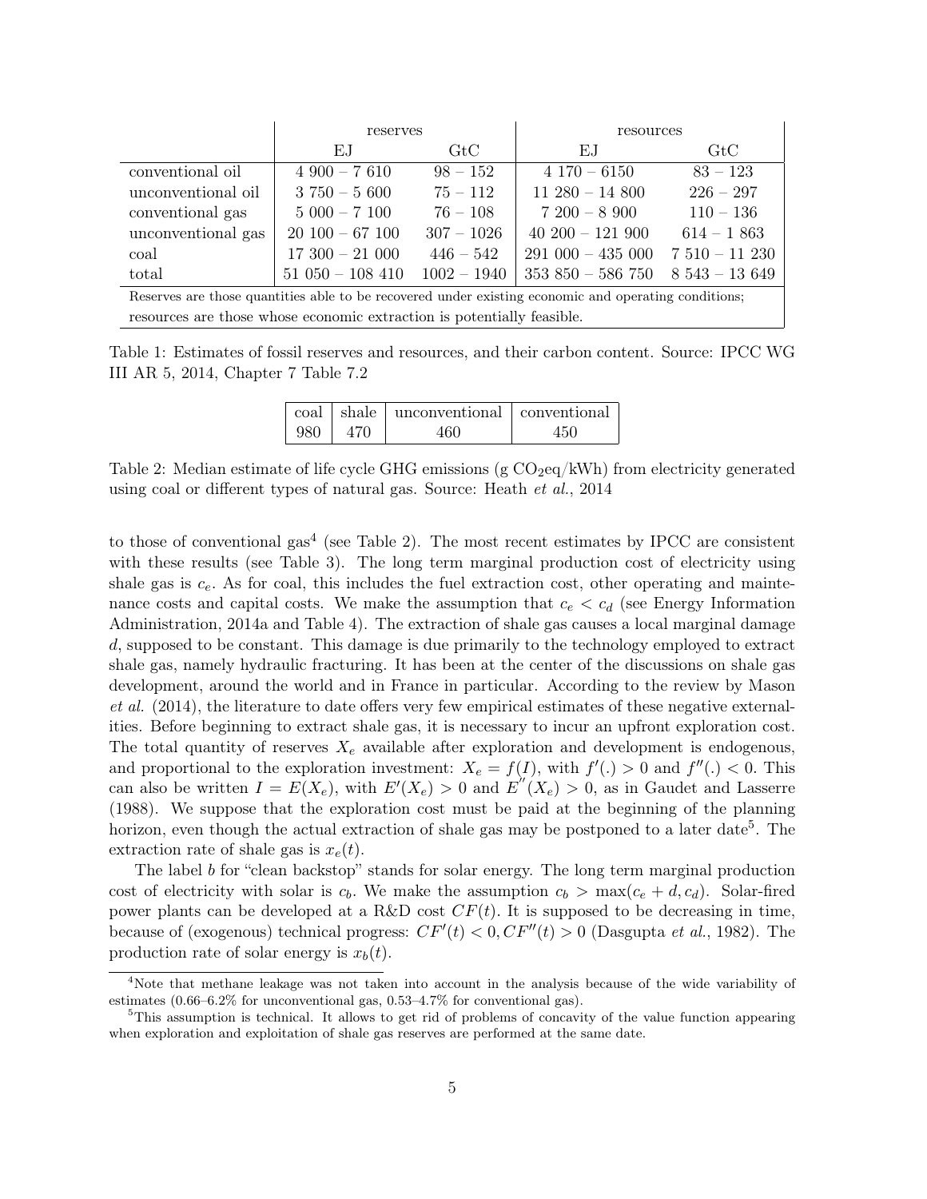| | reserves | | resources | |
|---|---|---|---|---|
| | EJ | GtC | EJ | GtC |
| conventional oil | 4 900 – 7 610 | 98 – 152 | 4 170 – 6150 | 83 – 123 |
| unconventional oil | 3 750 – 5 600 | 75 – 112 | 11 280 – 14 800 | 226 – 297 |
| conventional gas | 5 000 – 7 100 | 76 – 108 | 7 200 – 8 900 | 110 – 136 |
| unconventional gas | 20 100 – 67 100 | 307 – 1026 | 40 200 – 121 900 | 614 – 1 863 |
| coal | 17 300 – 21 000 | 446 – 542 | 291 000 – 435 000 | 7 510 – 11 230 |
| total | 51 050 – 108 410 | 1002 – 1940 | 353 850 – 586 750 | 8 543 – 13 649 |

Reserves are those quantities able to be recovered under existing economic and operating conditions; resources are those whose economic extraction is potentially feasible.

Table 1: Estimates of fossil reserves and resources, and their carbon content. Source: IPCC WG III AR 5, 2014, Chapter 7 Table 7.2

| coal | shale | unconventional | conventional |
|---|---|---|---|
| 980 | 470 | 460 | 450 |

Table 2: Median estimate of life cycle GHG emissions (g $CO_2$eq/kWh) from electricity generated using coal or different types of natural gas. Source: Heath *et al.*, 2014

to those of conventional gas[4] (see Table 2). The most recent estimates by IPCC are consistent with these results (see Table 3). The long term marginal production cost of electricity using shale gas is $c_e$. As for coal, this includes the fuel extraction cost, other operating and maintenance costs and capital costs. We make the assumption that $c_e < c_d$ (see Energy Information Administration, 2014a and Table 4). The extraction of shale gas causes a local marginal damage $d$, supposed to be constant. This damage is due primarily to the technology employed to extract shale gas, namely hydraulic fracturing. It has been at the center of the discussions on shale gas development, around the world and in France in particular. According to the review by Mason *et al.* (2014), the literature to date offers very few empirical estimates of these negative externalities. Before beginning to extract shale gas, it is necessary to incur an upfront exploration cost. The total quantity of reserves $X_e$ available after exploration and development is endogenous, and proportional to the exploration investment: $X_e = f(I)$, with $f'(.) > 0$ and $f''(.) < 0$. This can also be written $I = E(X_e)$, with $E'(X_e) > 0$ and $E''(X_e) > 0$, as in Gaudet and Lasserre (1988). We suppose that the exploration cost must be paid at the beginning of the planning horizon, even though the actual extraction of shale gas may be postponed to a later date[5]. The extraction rate of shale gas is $x_e(t)$.

The label $b$ for "clean backstop" stands for solar energy. The long term marginal production cost of electricity with solar is $c_b$. We make the assumption $c_b > \max(c_e + d, c_d)$. Solar-fired power plants can be developed at a R&D cost $CF(t)$. It is supposed to be decreasing in time, because of (exogenous) technical progress: $CF'(t) < 0, CF''(t) > 0$ (Dasgupta *et al.*, 1982). The production rate of solar energy is $x_b(t)$.

[4] Note that methane leakage was not taken into account in the analysis because of the wide variability of estimates (0.66–6.2% for unconventional gas, 0.53–4.7% for conventional gas).

[5] This assumption is technical. It allows to get rid of problems of concavity of the value function appearing when exploration and exploitation of shale gas reserves are performed at the same date.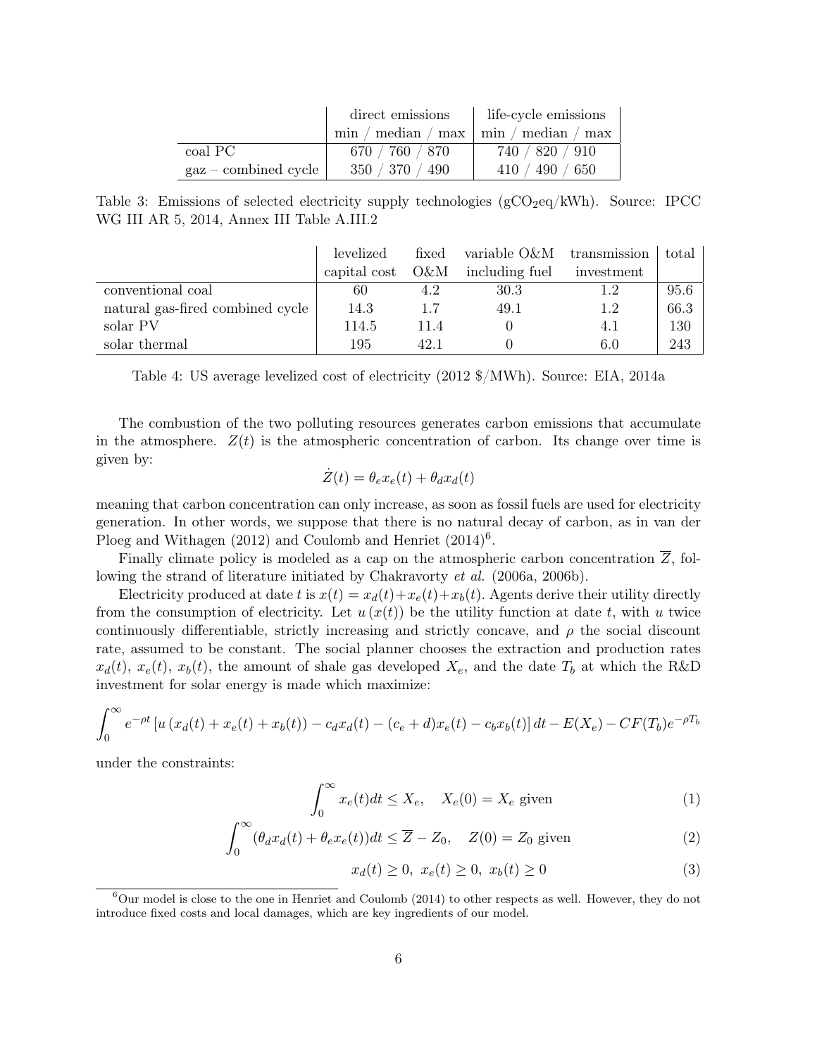| | direct emissions | life-cycle emissions |
|---|---|---|
| | min / median / max | min / median / max |
| coal PC | 670 / 760 / 870 | 740 / 820 / 910 |
| gaz – combined cycle | 350 / 370 / 490 | 410 / 490 / 650 |

Table 3: Emissions of selected electricity supply technologies ($gCO_2eq/kWh$). Source: IPCC WG III AR 5, 2014, Annex III Table A.III.2

| | levelized capital cost | fixed O&M | variable O&M including fuel | transmission investment | total |
|---|---|---|---|---|---|
| conventional coal | 60 | 4.2 | 30.3 | 1.2 | 95.6 |
| natural gas-fired combined cycle | 14.3 | 1.7 | 49.1 | 1.2 | 66.3 |
| solar PV | 114.5 | 11.4 | 0 | 4.1 | 130 |
| solar thermal | 195 | 42.1 | 0 | 6.0 | 243 |

Table 4: US average levelized cost of electricity (2012 $/MWh). Source: EIA, 2014a

The combustion of the two polluting resources generates carbon emissions that accumulate in the atmosphere. $Z(t)$ is the atmospheric concentration of carbon. Its change over time is given by:

$$\dot{Z}(t) = \theta_e x_e(t) + \theta_d x_d(t)$$

meaning that carbon concentration can only increase, as soon as fossil fuels are used for electricity generation. In other words, we suppose that there is no natural decay of carbon, as in van der Ploeg and Withagen (2012) and Coulomb and Henriet (2014)[6].

Finally climate policy is modeled as a cap on the atmospheric carbon concentration $\overline{Z}$, following the strand of literature initiated by Chakravorty *et al.* (2006a, 2006b).

Electricity produced at date $t$ is $x(t) = x_d(t) + x_e(t) + x_b(t)$. Agents derive their utility directly from the consumption of electricity. Let $u(x(t))$ be the utility function at date $t$, with $u$ twice continuously differentiable, strictly increasing and strictly concave, and $\rho$ the social discount rate, assumed to be constant. The social planner chooses the extraction and production rates $x_d(t)$, $x_e(t)$, $x_b(t)$, the amount of shale gas developed $X_e$, and the date $T_b$ at which the R&D investment for solar energy is made which maximize:

$$\int_0^\infty e^{-\rho t} \left[ u\left(x_d(t) + x_e(t) + x_b(t)\right) - c_d x_d(t) - (c_e + d)x_e(t) - c_b x_b(t) \right] dt - E(X_e) - CF(T_b)e^{-\rho T_b}$$

under the constraints:

$$\int_0^\infty x_e(t)dt \leq X_e, \quad X_e(0) = X_e \text{ given} \tag{1}$$

$$\int_0^\infty (\theta_d x_d(t) + \theta_e x_e(t))dt \leq \overline{Z} - Z_0, \quad Z(0) = Z_0 \text{ given} \tag{2}$$

$$x_d(t) \geq 0, \; x_e(t) \geq 0, \; x_b(t) \geq 0 \tag{3}$$

[6] Our model is close to the one in Henriet and Coulomb (2014) to other respects as well. However, they do not introduce fixed costs and local damages, which are key ingredients of our model.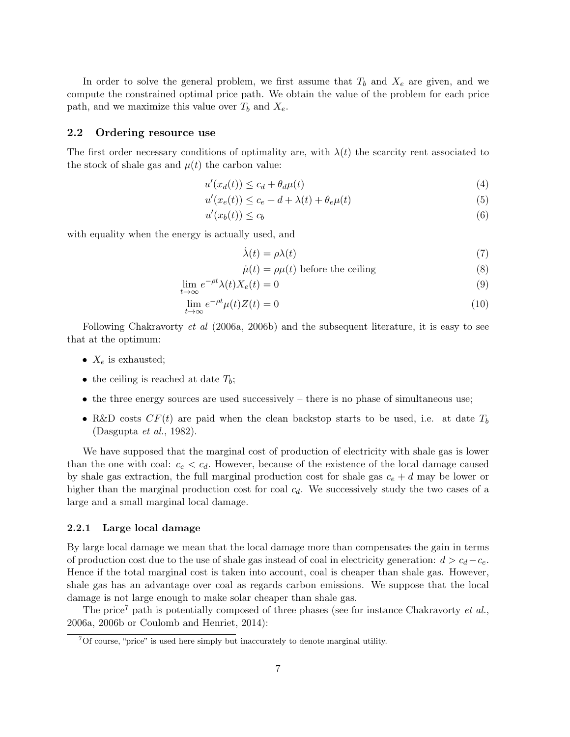In order to solve the general problem, we first assume that $T_b$ and $X_e$ are given, and we compute the constrained optimal price path. We obtain the value of the problem for each price path, and we maximize this value over $T_b$ and $X_e$.

## 2.2 Ordering resource use

The first order necessary conditions of optimality are, with $\lambda(t)$ the scarcity rent associated to the stock of shale gas and $\mu(t)$ the carbon value:

$$u'(x_d(t)) \leq c_d + \theta_d \mu(t) \tag{4}$$

$$u'(x_e(t)) \leq c_e + d + \lambda(t) + \theta_e \mu(t) \tag{5}$$

$$u'(x_b(t)) \leq c_b \tag{6}$$

with equality when the energy is actually used, and

$$\dot{\lambda}(t) = \rho \lambda(t) \tag{7}$$

$$\dot{\mu}(t) = \rho \mu(t) \text{ before the ceiling} \tag{8}$$

$$\lim_{t \to \infty} e^{-\rho t} \lambda(t) X_e(t) = 0 \tag{9}$$

$$\lim_{t \to \infty} e^{-\rho t} \mu(t) Z(t) = 0 \tag{10}$$

Following Chakravorty *et al* (2006a, 2006b) and the subsequent literature, it is easy to see that at the optimum:

- $X_e$ is exhausted;
- the ceiling is reached at date $T_b$;
- the three energy sources are used successively – there is no phase of simultaneous use;
- R&D costs $CF(t)$ are paid when the clean backstop starts to be used, i.e. at date $T_b$ (Dasgupta *et al.*, 1982).

We have supposed that the marginal cost of production of electricity with shale gas is lower than the one with coal: $c_e < c_d$. However, because of the existence of the local damage caused by shale gas extraction, the full marginal production cost for shale gas $c_e + d$ may be lower or higher than the marginal production cost for coal $c_d$. We successively study the two cases of a large and a small marginal local damage.

### 2.2.1 Large local damage

By large local damage we mean that the local damage more than compensates the gain in terms of production cost due to the use of shale gas instead of coal in electricity generation: $d > c_d - c_e$. Hence if the total marginal cost is taken into account, coal is cheaper than shale gas. However, shale gas has an advantage over coal as regards carbon emissions. We suppose that the local damage is not large enough to make solar cheaper than shale gas.

The price[7] path is potentially composed of three phases (see for instance Chakravorty *et al.*, 2006a, 2006b or Coulomb and Henriet, 2014):

[7] Of course, "price" is used here simply but inaccurately to denote marginal utility.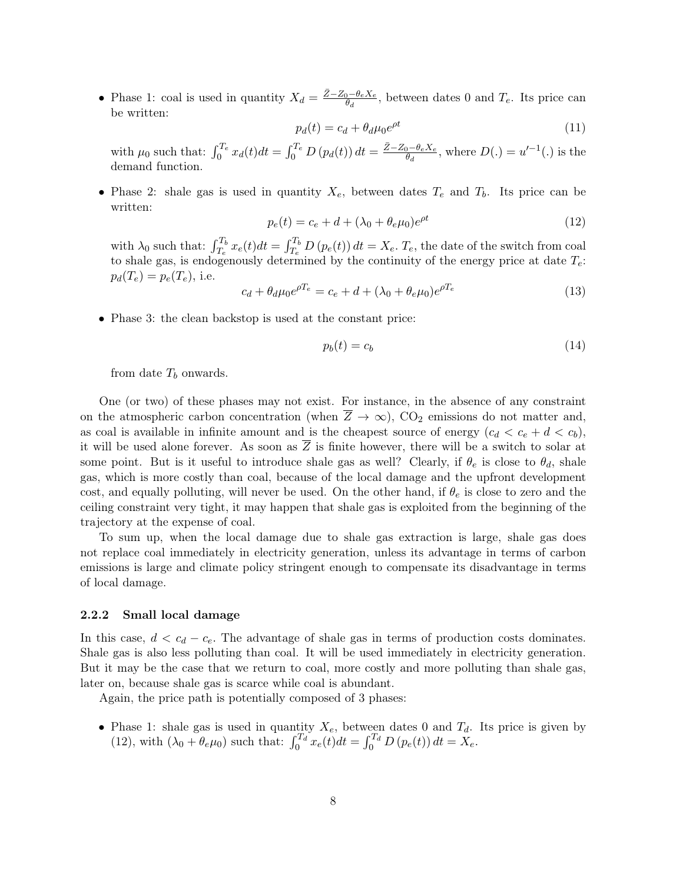- Phase 1: coal is used in quantity $X_d = \frac{\bar{Z} - Z_0 - \theta_e X_e}{\theta_d}$, between dates 0 and $T_e$. Its price can be written:

$$p_d(t) = c_d + \theta_d \mu_0 e^{\rho t} \tag{11}$$

with $\mu_0$ such that: $\int_0^{T_e} x_d(t)dt = \int_0^{T_e} D\left(p_d(t)\right) dt = \frac{\bar{Z} - Z_0 - \theta_e X_e}{\theta_d}$, where $D(.) = u'^{-1}(.)$ is the demand function.

- Phase 2: shale gas is used in quantity $X_e$, between dates $T_e$ and $T_b$. Its price can be written:

$$p_e(t) = c_e + d + (\lambda_0 + \theta_e \mu_0) e^{\rho t} \tag{12}$$

with $\lambda_0$ such that: $\int_{T_e}^{T_b} x_e(t)dt = \int_{T_e}^{T_b} D\left(p_e(t)\right) dt = X_e$. $T_e$, the date of the switch from coal to shale gas, is endogenously determined by the continuity of the energy price at date $T_e$: $p_d(T_e) = p_e(T_e)$, i.e.

$$c_d + \theta_d \mu_0 e^{\rho T_e} = c_e + d + (\lambda_0 + \theta_e \mu_0) e^{\rho T_e} \tag{13}$$

- Phase 3: the clean backstop is used at the constant price:

$$p_b(t) = c_b \tag{14}$$

from date $T_b$ onwards.

One (or two) of these phases may not exist. For instance, in the absence of any constraint on the atmospheric carbon concentration (when $\overline{Z} \to \infty$), $CO_2$ emissions do not matter and, as coal is available in infinite amount and is the cheapest source of energy ($c_d < c_e + d < c_b$), it will be used alone forever. As soon as $\overline{Z}$ is finite however, there will be a switch to solar at some point. But is it useful to introduce shale gas as well? Clearly, if $\theta_e$ is close to $\theta_d$, shale gas, which is more costly than coal, because of the local damage and the upfront development cost, and equally polluting, will never be used. On the other hand, if $\theta_e$ is close to zero and the ceiling constraint very tight, it may happen that shale gas is exploited from the beginning of the trajectory at the expense of coal.

To sum up, when the local damage due to shale gas extraction is large, shale gas does not replace coal immediately in electricity generation, unless its advantage in terms of carbon emissions is large and climate policy stringent enough to compensate its disadvantage in terms of local damage.

### 2.2.2 Small local damage

In this case, $d < c_d - c_e$. The advantage of shale gas in terms of production costs dominates. Shale gas is also less polluting than coal. It will be used immediately in electricity generation. But it may be the case that we return to coal, more costly and more polluting than shale gas, later on, because shale gas is scarce while coal is abundant.

Again, the price path is potentially composed of 3 phases:

- Phase 1: shale gas is used in quantity $X_e$, between dates 0 and $T_d$. Its price is given by (12), with $(\lambda_0 + \theta_e \mu_0)$ such that: $\int_0^{T_d} x_e(t)dt = \int_0^{T_d} D\left(p_e(t)\right) dt = X_e$.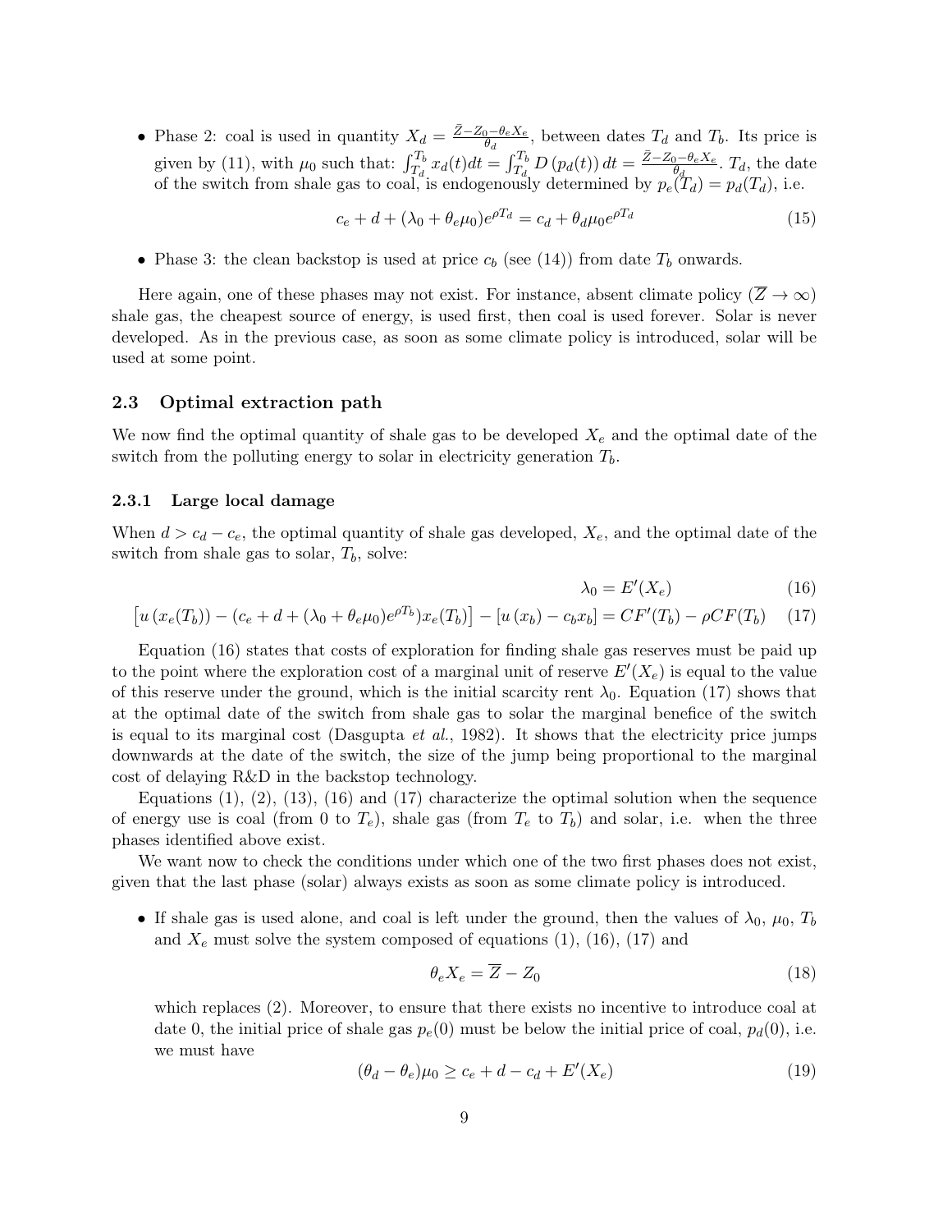- Phase 2: coal is used in quantity $X_d = \frac{\bar{Z}-Z_0-\theta_e X_e}{\theta_d}$, between dates $T_d$ and $T_b$. Its price is given by (11), with $\mu_0$ such that: $\int_{T_d}^{T_b} x_d(t)dt = \int_{T_d}^{T_b} D\left(p_d(t)\right)dt = \frac{\bar{Z}-Z_0-\theta_e X_e}{\theta_d}$. $T_d$, the date of the switch from shale gas to coal, is endogenously determined by $p_e(T_d) = p_d(T_d)$, i.e.

$$c_e + d + (\lambda_0 + \theta_e \mu_0)e^{\rho T_d} = c_d + \theta_d \mu_0 e^{\rho T_d} \tag{15}$$

- Phase 3: the clean backstop is used at price $c_b$ (see (14)) from date $T_b$ onwards.

Here again, one of these phases may not exist. For instance, absent climate policy ($\overline{Z} \to \infty$) shale gas, the cheapest source of energy, is used first, then coal is used forever. Solar is never developed. As in the previous case, as soon as some climate policy is introduced, solar will be used at some point.

## 2.3 Optimal extraction path

We now find the optimal quantity of shale gas to be developed $X_e$ and the optimal date of the switch from the polluting energy to solar in electricity generation $T_b$.

### 2.3.1 Large local damage

When $d > c_d - c_e$, the optimal quantity of shale gas developed, $X_e$, and the optimal date of the switch from shale gas to solar, $T_b$, solve:

$$\lambda_0 = E'(X_e) \tag{16}$$

$$\left[u\left(x_e(T_b)\right) - (c_e + d + (\lambda_0 + \theta_e \mu_0)e^{\rho T_b})x_e(T_b)\right] - \left[u\left(x_b\right) - c_b x_b\right] = CF'(T_b) - \rho CF(T_b) \tag{17}$$

Equation (16) states that costs of exploration for finding shale gas reserves must be paid up to the point where the exploration cost of a marginal unit of reserve $E'(X_e)$ is equal to the value of this reserve under the ground, which is the initial scarcity rent $\lambda_0$. Equation (17) shows that at the optimal date of the switch from shale gas to solar the marginal benefice of the switch is equal to its marginal cost (Dasgupta *et al.*, 1982). It shows that the electricity price jumps downwards at the date of the switch, the size of the jump being proportional to the marginal cost of delaying R&D in the backstop technology.

Equations (1), (2), (13), (16) and (17) characterize the optimal solution when the sequence of energy use is coal (from 0 to $T_e$), shale gas (from $T_e$ to $T_b$) and solar, i.e. when the three phases identified above exist.

We want now to check the conditions under which one of the two first phases does not exist, given that the last phase (solar) always exists as soon as some climate policy is introduced.

- If shale gas is used alone, and coal is left under the ground, then the values of $\lambda_0$, $\mu_0$, $T_b$ and $X_e$ must solve the system composed of equations (1), (16), (17) and

$$\theta_e X_e = \overline{Z} - Z_0 \tag{18}$$

which replaces (2). Moreover, to ensure that there exists no incentive to introduce coal at date 0, the initial price of shale gas $p_e(0)$ must be below the initial price of coal, $p_d(0)$, i.e. we must have

$$(\theta_d - \theta_e)\mu_0 \geq c_e + d - c_d + E'(X_e) \tag{19}$$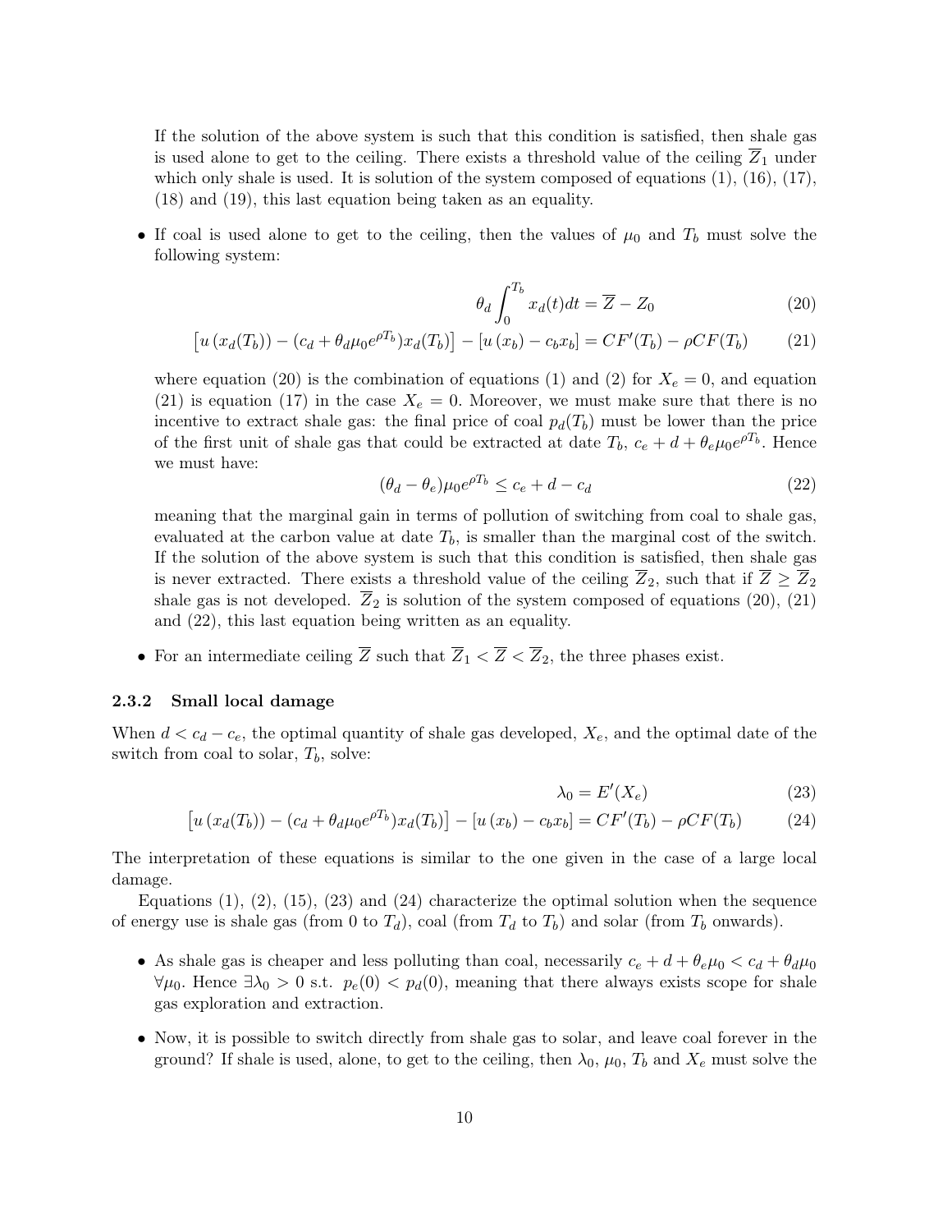If the solution of the above system is such that this condition is satisfied, then shale gas is used alone to get to the ceiling. There exists a threshold value of the ceiling $\overline{Z}_1$ under which only shale is used. It is solution of the system composed of equations (1), (16), (17), (18) and (19), this last equation being taken as an equality.

- If coal is used alone to get to the ceiling, then the values of $\mu_0$ and $T_b$ must solve the following system:

$$\theta_d \int_0^{T_b} x_d(t)dt = \overline{Z} - Z_0 \tag{20}$$

$$\left[u\left(x_d(T_b)\right) - (c_d + \theta_d \mu_0 e^{\rho T_b}) x_d(T_b)\right] - \left[u\left(x_b\right) - c_b x_b\right] = CF'(T_b) - \rho CF(T_b) \tag{21}$$

  where equation (20) is the combination of equations (1) and (2) for $X_e = 0$, and equation (21) is equation (17) in the case $X_e = 0$. Moreover, we must make sure that there is no incentive to extract shale gas: the final price of coal $p_d(T_b)$ must be lower than the price of the first unit of shale gas that could be extracted at date $T_b$, $c_e + d + \theta_e \mu_0 e^{\rho T_b}$. Hence we must have:

$$(\theta_d - \theta_e)\mu_0 e^{\rho T_b} \leq c_e + d - c_d \tag{22}$$

  meaning that the marginal gain in terms of pollution of switching from coal to shale gas, evaluated at the carbon value at date $T_b$, is smaller than the marginal cost of the switch. If the solution of the above system is such that this condition is satisfied, then shale gas is never extracted. There exists a threshold value of the ceiling $\overline{Z}_2$, such that if $\overline{Z} \geq \overline{Z}_2$ shale gas is not developed. $\overline{Z}_2$ is solution of the system composed of equations (20), (21) and (22), this last equation being written as an equality.

- For an intermediate ceiling $\overline{Z}$ such that $\overline{Z}_1 < \overline{Z} < \overline{Z}_2$, the three phases exist.

### 2.3.2 Small local damage

When $d < c_d - c_e$, the optimal quantity of shale gas developed, $X_e$, and the optimal date of the switch from coal to solar, $T_b$, solve:

$$\lambda_0 = E'(X_e) \tag{23}$$

$$\left[u\left(x_d(T_b)\right) - (c_d + \theta_d \mu_0 e^{\rho T_b}) x_d(T_b)\right] - \left[u\left(x_b\right) - c_b x_b\right] = CF'(T_b) - \rho CF(T_b) \tag{24}$$

The interpretation of these equations is similar to the one given in the case of a large local damage.

Equations (1), (2), (15), (23) and (24) characterize the optimal solution when the sequence of energy use is shale gas (from 0 to $T_d$), coal (from $T_d$ to $T_b$) and solar (from $T_b$ onwards).

- As shale gas is cheaper and less polluting than coal, necessarily $c_e + d + \theta_e \mu_0 < c_d + \theta_d \mu_0$ $\forall \mu_0$. Hence $\exists \lambda_0 > 0$ s.t. $p_e(0) < p_d(0)$, meaning that there always exists scope for shale gas exploration and extraction.

- Now, it is possible to switch directly from shale gas to solar, and leave coal forever in the ground? If shale is used, alone, to get to the ceiling, then $\lambda_0$, $\mu_0$, $T_b$ and $X_e$ must solve the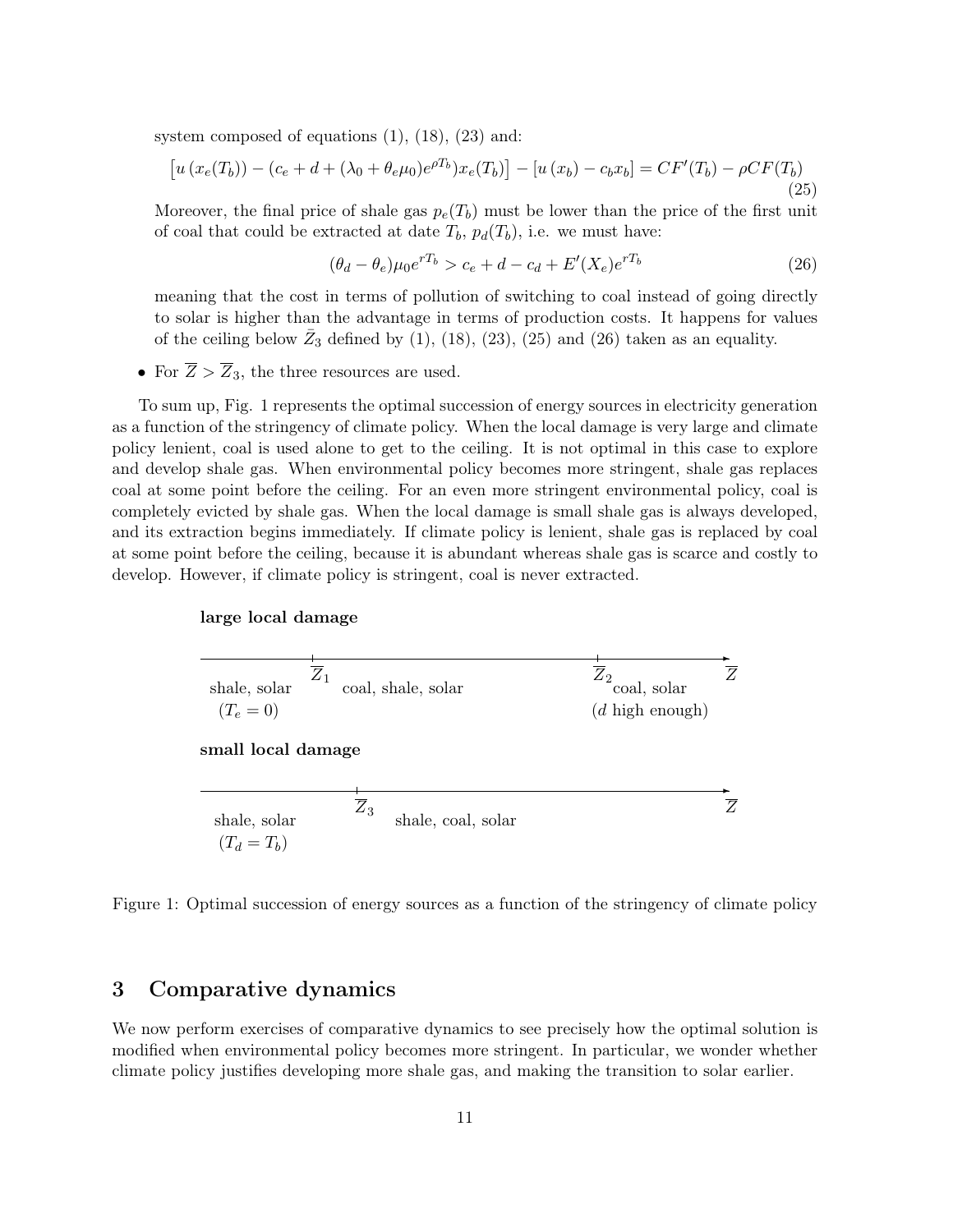system composed of equations (1), (18), (23) and:

$$\left[u\left(x_e(T_b)\right) - (c_e + d + (\lambda_0 + \theta_e\mu_0)e^{\rho T_b})x_e(T_b)\right] - \left[u\left(x_b\right) - c_b x_b\right] = CF'(T_b) - \rho CF(T_b) \tag{25}$$

Moreover, the final price of shale gas $p_e(T_b)$ must be lower than the price of the first unit of coal that could be extracted at date $T_b$, $p_d(T_b)$, i.e. we must have:

$$(\theta_d - \theta_e)\mu_0 e^{rT_b} > c_e + d - c_d + E'(X_e)e^{rT_b} \tag{26}$$

meaning that the cost in terms of pollution of switching to coal instead of going directly to solar is higher than the advantage in terms of production costs. It happens for values of the ceiling below $\bar{Z}_3$ defined by (1), (18), (23), (25) and (26) taken as an equality.

- For $\overline{Z} > \overline{Z}_3$, the three resources are used.

To sum up, Fig. 1 represents the optimal succession of energy sources in electricity generation as a function of the stringency of climate policy. When the local damage is very large and climate policy lenient, coal is used alone to get to the ceiling. It is not optimal in this case to explore and develop shale gas. When environmental policy becomes more stringent, shale gas replaces coal at some point before the ceiling. For an even more stringent environmental policy, coal is completely evicted by shale gas. When the local damage is small shale gas is always developed, and its extraction begins immediately. If climate policy is lenient, shale gas is replaced by coal at some point before the ceiling, because it is abundant whereas shale gas is scarce and costly to develop. However, if climate policy is stringent, coal is never extracted.

**large local damage**

shale, solar ($T_e = 0$) — $\overline{Z}_1$ — coal, shale, solar — $\overline{Z}_2$ — coal, solar ($d$ high enough) — $\overline{Z}$

**small local damage**

shale, solar ($T_d = T_b$) — $\overline{Z}_3$ — shale, coal, solar — $\overline{Z}$

Figure 1: Optimal succession of energy sources as a function of the stringency of climate policy

# 3 Comparative dynamics

We now perform exercises of comparative dynamics to see precisely how the optimal solution is modified when environmental policy becomes more stringent. In particular, we wonder whether climate policy justifies developing more shale gas, and making the transition to solar earlier.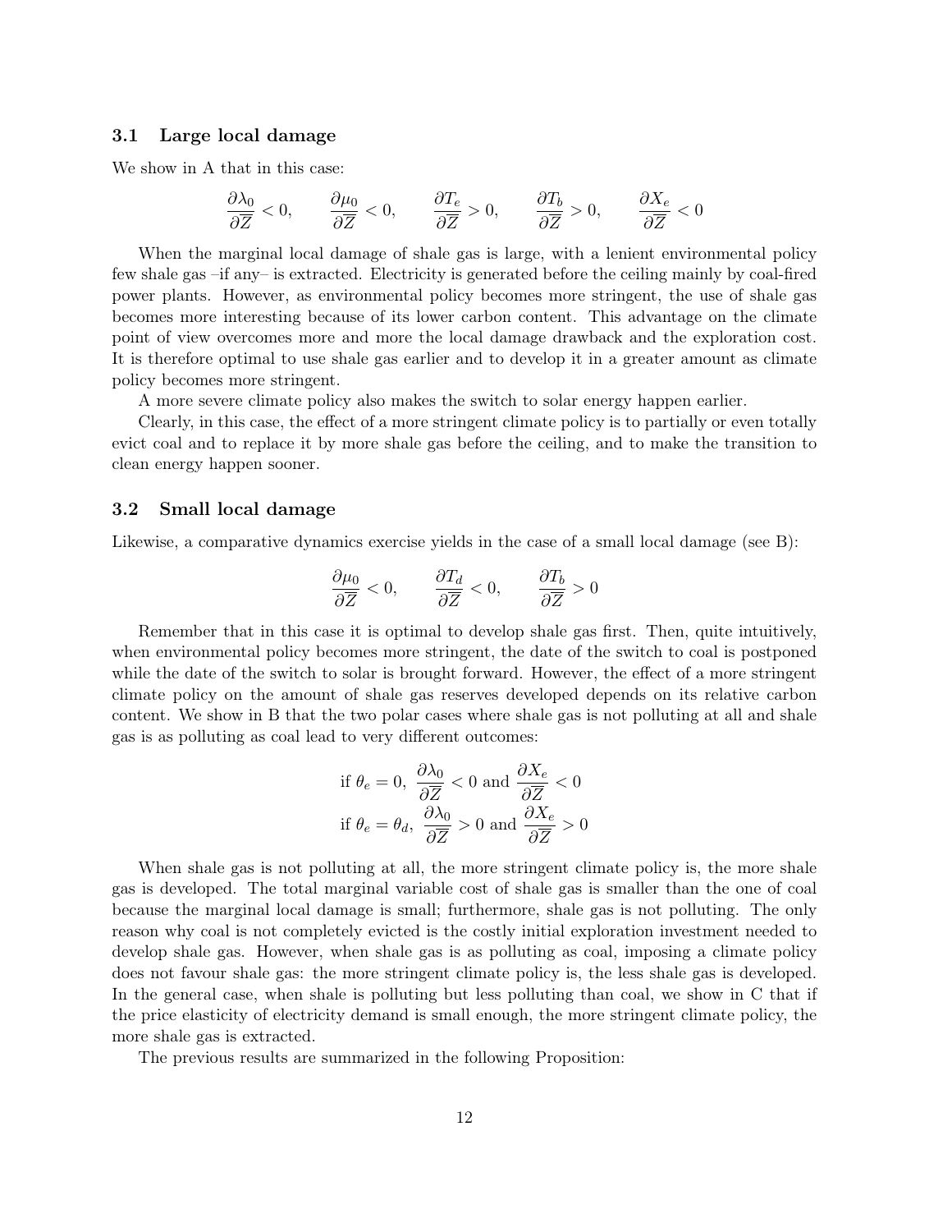### 3.1 Large local damage

We show in A that in this case:

$$\frac{\partial \lambda_0}{\partial \overline{Z}} < 0, \qquad \frac{\partial \mu_0}{\partial \overline{Z}} < 0, \qquad \frac{\partial T_e}{\partial \overline{Z}} > 0, \qquad \frac{\partial T_b}{\partial \overline{Z}} > 0, \qquad \frac{\partial X_e}{\partial \overline{Z}} < 0$$

When the marginal local damage of shale gas is large, with a lenient environmental policy few shale gas –if any– is extracted. Electricity is generated before the ceiling mainly by coal-fired power plants. However, as environmental policy becomes more stringent, the use of shale gas becomes more interesting because of its lower carbon content. This advantage on the climate point of view overcomes more and more the local damage drawback and the exploration cost. It is therefore optimal to use shale gas earlier and to develop it in a greater amount as climate policy becomes more stringent.

A more severe climate policy also makes the switch to solar energy happen earlier.

Clearly, in this case, the effect of a more stringent climate policy is to partially or even totally evict coal and to replace it by more shale gas before the ceiling, and to make the transition to clean energy happen sooner.

### 3.2 Small local damage

Likewise, a comparative dynamics exercise yields in the case of a small local damage (see B):

$$\frac{\partial \mu_0}{\partial \overline{Z}} < 0, \qquad \frac{\partial T_d}{\partial \overline{Z}} < 0, \qquad \frac{\partial T_b}{\partial \overline{Z}} > 0$$

Remember that in this case it is optimal to develop shale gas first. Then, quite intuitively, when environmental policy becomes more stringent, the date of the switch to coal is postponed while the date of the switch to solar is brought forward. However, the effect of a more stringent climate policy on the amount of shale gas reserves developed depends on its relative carbon content. We show in B that the two polar cases where shale gas is not polluting at all and shale gas is as polluting as coal lead to very different outcomes:

$$\text{if } \theta_e = 0, \ \frac{\partial \lambda_0}{\partial \overline{Z}} < 0 \text{ and } \frac{\partial X_e}{\partial \overline{Z}} < 0$$
$$\text{if } \theta_e = \theta_d, \ \frac{\partial \lambda_0}{\partial \overline{Z}} > 0 \text{ and } \frac{\partial X_e}{\partial \overline{Z}} > 0$$

When shale gas is not polluting at all, the more stringent climate policy is, the more shale gas is developed. The total marginal variable cost of shale gas is smaller than the one of coal because the marginal local damage is small; furthermore, shale gas is not polluting. The only reason why coal is not completely evicted is the costly initial exploration investment needed to develop shale gas. However, when shale gas is as polluting as coal, imposing a climate policy does not favour shale gas: the more stringent climate policy is, the less shale gas is developed. In the general case, when shale is polluting but less polluting than coal, we show in C that if the price elasticity of electricity demand is small enough, the more stringent climate policy, the more shale gas is extracted.

The previous results are summarized in the following Proposition: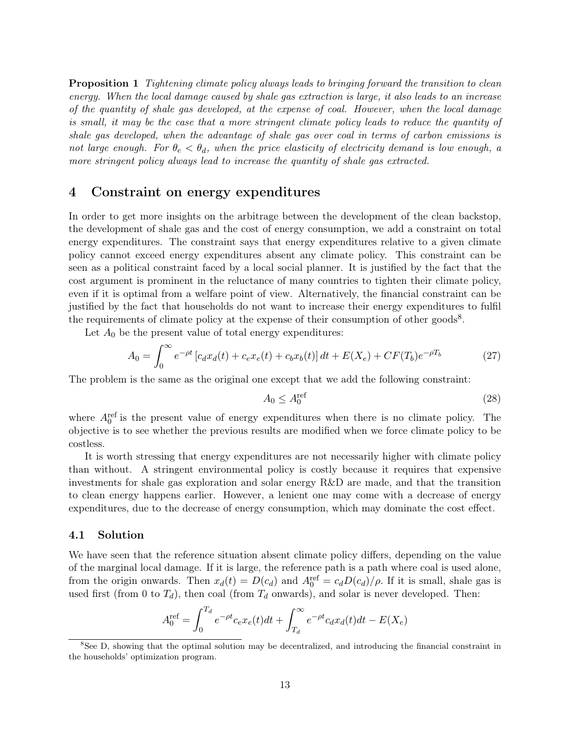**Proposition 1** *Tightening climate policy always leads to bringing forward the transition to clean energy. When the local damage caused by shale gas extraction is large, it also leads to an increase of the quantity of shale gas developed, at the expense of coal. However, when the local damage is small, it may be the case that a more stringent climate policy leads to reduce the quantity of shale gas developed, when the advantage of shale gas over coal in terms of carbon emissions is not large enough. For $\theta_e < \theta_d$, when the price elasticity of electricity demand is low enough, a more stringent policy always lead to increase the quantity of shale gas extracted.*

# 4 Constraint on energy expenditures

In order to get more insights on the arbitrage between the development of the clean backstop, the development of shale gas and the cost of energy consumption, we add a constraint on total energy expenditures. The constraint says that energy expenditures relative to a given climate policy cannot exceed energy expenditures absent any climate policy. This constraint can be seen as a political constraint faced by a local social planner. It is justified by the fact that the cost argument is prominent in the reluctance of many countries to tighten their climate policy, even if it is optimal from a welfare point of view. Alternatively, the financial constraint can be justified by the fact that households do not want to increase their energy expenditures to fulfil the requirements of climate policy at the expense of their consumption of other goods[8].

Let $A_0$ be the present value of total energy expenditures:

$$A_0 = \int_0^{\infty} e^{-\rho t} \left[ c_d x_d(t) + c_e x_e(t) + c_b x_b(t) \right] dt + E(X_e) + CF(T_b) e^{-\rho T_b} \tag{27}$$

The problem is the same as the original one except that we add the following constraint:

$$A_0 \leq A_0^{\text{ref}} \tag{28}$$

where $A_0^{\text{ref}}$ is the present value of energy expenditures when there is no climate policy. The objective is to see whether the previous results are modified when we force climate policy to be costless.

It is worth stressing that energy expenditures are not necessarily higher with climate policy than without. A stringent environmental policy is costly because it requires that expensive investments for shale gas exploration and solar energy R&D are made, and that the transition to clean energy happens earlier. However, a lenient one may come with a decrease of energy expenditures, due to the decrease of energy consumption, which may dominate the cost effect.

## 4.1 Solution

We have seen that the reference situation absent climate policy differs, depending on the value of the marginal local damage. If it is large, the reference path is a path where coal is used alone, from the origin onwards. Then $x_d(t) = D(c_d)$ and $A_0^{\text{ref}} = c_d D(c_d)/\rho$. If it is small, shale gas is used first (from 0 to $T_d$), then coal (from $T_d$ onwards), and solar is never developed. Then:

$$A_0^{\text{ref}} = \int_0^{T_d} e^{-\rho t} c_e x_e(t) dt + \int_{T_d}^{\infty} e^{-\rho t} c_d x_d(t) dt - E(X_e)$$

[8] See D, showing that the optimal solution may be decentralized, and introducing the financial constraint in the households' optimization program.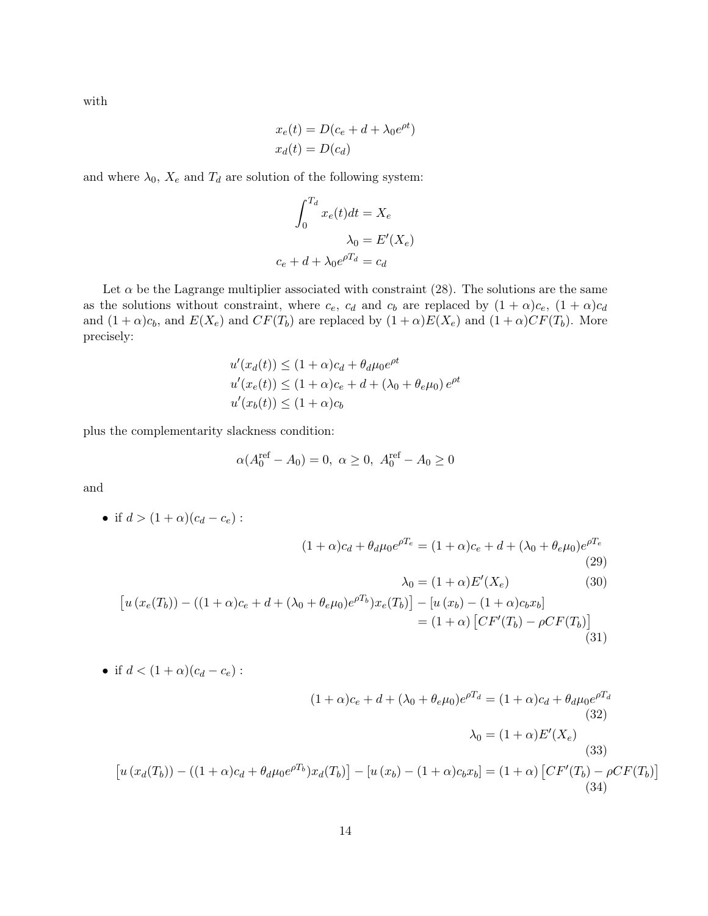with

$$
\begin{aligned}
x_e(t) &= D(c_e + d + \lambda_0 e^{\rho t}) \\
x_d(t) &= D(c_d)
\end{aligned}
$$

and where $\lambda_0$, $X_e$ and $T_d$ are solution of the following system:

$$
\begin{aligned}
\int_0^{T_d} x_e(t)dt &= X_e \\
\lambda_0 &= E'(X_e) \\
c_e + d + \lambda_0 e^{\rho T_d} &= c_d
\end{aligned}
$$

Let $\alpha$ be the Lagrange multiplier associated with constraint (28). The solutions are the same as the solutions without constraint, where $c_e$, $c_d$ and $c_b$ are replaced by $(1+\alpha)c_e$, $(1+\alpha)c_d$ and $(1+\alpha)c_b$, and $E(X_e)$ and $CF(T_b)$ are replaced by $(1+\alpha)E(X_e)$ and $(1+\alpha)CF(T_b)$. More precisely:

$$
\begin{aligned}
u'(x_d(t)) &\leq (1+\alpha)c_d + \theta_d \mu_0 e^{\rho t} \\
u'(x_e(t)) &\leq (1+\alpha)c_e + d + (\lambda_0 + \theta_e \mu_0)\, e^{\rho t} \\
u'(x_b(t)) &\leq (1+\alpha)c_b
\end{aligned}
$$

plus the complementarity slackness condition:

$$
\alpha(A_0^{\text{ref}} - A_0) = 0, \ \alpha \geq 0, \ A_0^{\text{ref}} - A_0 \geq 0
$$

and

- if $d > (1+\alpha)(c_d - c_e)$ :

$$
(1+\alpha)c_d + \theta_d \mu_0 e^{\rho T_e} = (1+\alpha)c_e + d + (\lambda_0 + \theta_e \mu_0) e^{\rho T_e} \tag{29}
$$

$$
\lambda_0 = (1+\alpha)E'(X_e) \tag{30}
$$

$$
\begin{aligned}
\left[u\left(x_e(T_b)\right) - ((1+\alpha)c_e + d + (\lambda_0 + \theta_e \mu_0)e^{\rho T_b})x_e(T_b)\right] - \left[u\left(x_b\right) - (1+\alpha)c_b x_b\right] \\
= (1+\alpha)\left[CF'(T_b) - \rho CF(T_b)\right]
\end{aligned} \tag{31}
$$

- if $d < (1+\alpha)(c_d - c_e)$ :

$$
(1+\alpha)c_e + d + (\lambda_0 + \theta_e \mu_0)e^{\rho T_d} = (1+\alpha)c_d + \theta_d \mu_0 e^{\rho T_d} \tag{32}
$$

$$
\lambda_0 = (1+\alpha)E'(X_e) \tag{33}
$$

$$
\left[u\left(x_d(T_b)\right) - ((1+\alpha)c_d + \theta_d \mu_0 e^{\rho T_b})x_d(T_b)\right] - \left[u\left(x_b\right) - (1+\alpha)c_b x_b\right] = (1+\alpha)\left[CF'(T_b) - \rho CF(T_b)\right] \tag{34}
$$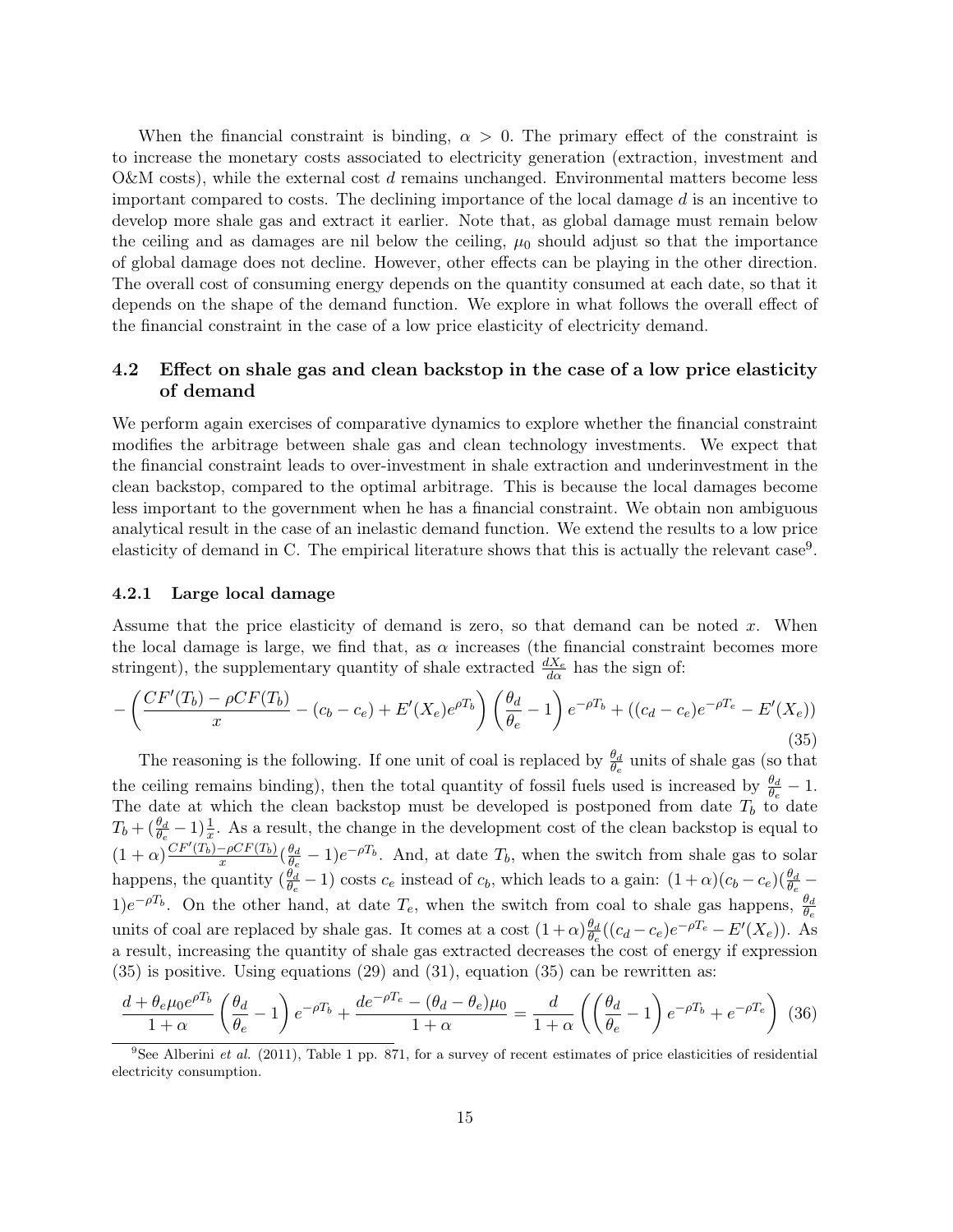When the financial constraint is binding, $\alpha > 0$. The primary effect of the constraint is to increase the monetary costs associated to electricity generation (extraction, investment and O&M costs), while the external cost $d$ remains unchanged. Environmental matters become less important compared to costs. The declining importance of the local damage $d$ is an incentive to develop more shale gas and extract it earlier. Note that, as global damage must remain below the ceiling and as damages are nil below the ceiling, $\mu_0$ should adjust so that the importance of global damage does not decline. However, other effects can be playing in the other direction. The overall cost of consuming energy depends on the quantity consumed at each date, so that it depends on the shape of the demand function. We explore in what follows the overall effect of the financial constraint in the case of a low price elasticity of electricity demand.

## 4.2 Effect on shale gas and clean backstop in the case of a low price elasticity of demand

We perform again exercises of comparative dynamics to explore whether the financial constraint modifies the arbitrage between shale gas and clean technology investments. We expect that the financial constraint leads to over-investment in shale extraction and underinvestment in the clean backstop, compared to the optimal arbitrage. This is because the local damages become less important to the government when he has a financial constraint. We obtain non ambiguous analytical result in the case of an inelastic demand function. We extend the results to a low price elasticity of demand in C. The empirical literature shows that this is actually the relevant case[9].

### 4.2.1 Large local damage

Assume that the price elasticity of demand is zero, so that demand can be noted $x$. When the local damage is large, we find that, as $\alpha$ increases (the financial constraint becomes more stringent), the supplementary quantity of shale extracted $\frac{dX_e}{d\alpha}$ has the sign of:

$$-\left(\frac{CF'(T_b)-\rho CF(T_b)}{x}-(c_b-c_e)+E'(X_e)e^{\rho T_b}\right)\left(\frac{\theta_d}{\theta_e}-1\right)e^{-\rho T_b}+((c_d-c_e)e^{-\rho T_e}-E'(X_e)) \tag{35}$$

The reasoning is the following. If one unit of coal is replaced by $\frac{\theta_d}{\theta_e}$ units of shale gas (so that the ceiling remains binding), then the total quantity of fossil fuels used is increased by $\frac{\theta_d}{\theta_e}-1$. The date at which the clean backstop must be developed is postponed from date $T_b$ to date $T_b+(\frac{\theta_d}{\theta_e}-1)\frac{1}{x}$. As a result, the change in the development cost of the clean backstop is equal to $(1+\alpha)\frac{CF'(T_b)-\rho CF(T_b)}{x}(\frac{\theta_d}{\theta_e}-1)e^{-\rho T_b}$. And, at date $T_b$, when the switch from shale gas to solar happens, the quantity $(\frac{\theta_d}{\theta_e}-1)$ costs $c_e$ instead of $c_b$, which leads to a gain: $(1+\alpha)(c_b-c_e)(\frac{\theta_d}{\theta_e}-1)e^{-\rho T_b}$. On the other hand, at date $T_e$, when the switch from coal to shale gas happens, $\frac{\theta_d}{\theta_e}$ units of coal are replaced by shale gas. It comes at a cost $(1+\alpha)\frac{\theta_d}{\theta_e}((c_d-c_e)e^{-\rho T_e}-E'(X_e))$. As a result, increasing the quantity of shale gas extracted decreases the cost of energy if expression (35) is positive. Using equations (29) and (31), equation (35) can be rewritten as:

$$\frac{d+\theta_e\mu_0 e^{\rho T_b}}{1+\alpha}\left(\frac{\theta_d}{\theta_e}-1\right)e^{-\rho T_b}+\frac{de^{-\rho T_e}-(\theta_d-\theta_e)\mu_0}{1+\alpha}=\frac{d}{1+\alpha}\left(\left(\frac{\theta_d}{\theta_e}-1\right)e^{-\rho T_b}+e^{-\rho T_e}\right) \tag{36}$$

[9] See Alberini *et al.* (2011), Table 1 pp. 871, for a survey of recent estimates of price elasticities of residential electricity consumption.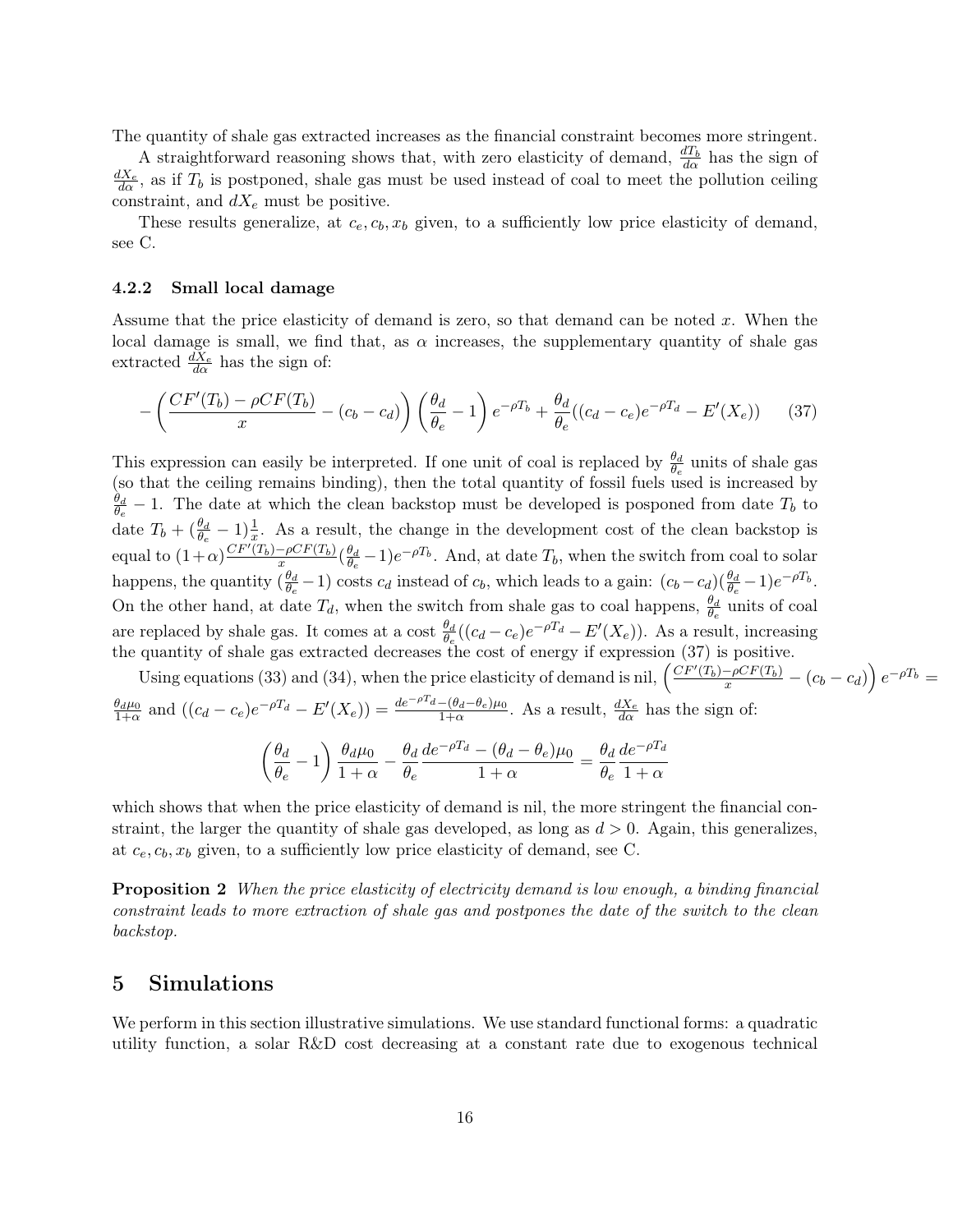The quantity of shale gas extracted increases as the financial constraint becomes more stringent.

A straightforward reasoning shows that, with zero elasticity of demand, $\frac{dT_b}{d\alpha}$ has the sign of $\frac{dX_e}{d\alpha}$, as if $T_b$ is postponed, shale gas must be used instead of coal to meet the pollution ceiling constraint, and $dX_e$ must be positive.

These results generalize, at $c_e, c_b, x_b$ given, to a sufficiently low price elasticity of demand, see C.

#### 4.2.2 Small local damage

Assume that the price elasticity of demand is zero, so that demand can be noted $x$. When the local damage is small, we find that, as $\alpha$ increases, the supplementary quantity of shale gas extracted $\frac{dX_e}{d\alpha}$ has the sign of:

$$-\left(\frac{CF'(T_b) - \rho CF(T_b)}{x} - (c_b - c_d)\right)\left(\frac{\theta_d}{\theta_e} - 1\right)e^{-\rho T_b} + \frac{\theta_d}{\theta_e}((c_d - c_e)e^{-\rho T_d} - E'(X_e)) \tag{37}$$

This expression can easily be interpreted. If one unit of coal is replaced by $\frac{\theta_d}{\theta_e}$ units of shale gas (so that the ceiling remains binding), then the total quantity of fossil fuels used is increased by $\frac{\theta_d}{\theta_e} - 1$. The date at which the clean backstop must be developed is posponed from date $T_b$ to date $T_b + (\frac{\theta_d}{\theta_e} - 1)\frac{1}{x}$. As a result, the change in the development cost of the clean backstop is equal to $(1+\alpha)\frac{CF'(T_b)-\rho CF(T_b)}{x}(\frac{\theta_d}{\theta_e} - 1)e^{-\rho T_b}$. And, at date $T_b$, when the switch from coal to solar happens, the quantity $(\frac{\theta_d}{\theta_e} - 1)$ costs $c_d$ instead of $c_b$, which leads to a gain: $(c_b - c_d)(\frac{\theta_d}{\theta_e} - 1)e^{-\rho T_b}$. On the other hand, at date $T_d$, when the switch from shale gas to coal happens, $\frac{\theta_d}{\theta_e}$ units of coal are replaced by shale gas. It comes at a cost $\frac{\theta_d}{\theta_e}((c_d - c_e)e^{-\rho T_d} - E'(X_e))$. As a result, increasing the quantity of shale gas extracted decreases the cost of energy if expression (37) is positive.

Using equations (33) and (34), when the price elasticity of demand is nil, $\left(\frac{CF'(T_b)-\rho CF(T_b)}{x} - (c_b - c_d)\right)e^{-\rho T_b} = \frac{\theta_d \mu_0}{1+\alpha}$ and $((c_d - c_e)e^{-\rho T_d} - E'(X_e)) = \frac{de^{-\rho T_d} - (\theta_d - \theta_e)\mu_0}{1+\alpha}$. As a result, $\frac{dX_e}{d\alpha}$ has the sign of:

$$\left(\frac{\theta_d}{\theta_e} - 1\right)\frac{\theta_d \mu_0}{1+\alpha} - \frac{\theta_d}{\theta_e}\frac{de^{-\rho T_d} - (\theta_d - \theta_e)\mu_0}{1+\alpha} = \frac{\theta_d}{\theta_e}\frac{de^{-\rho T_d}}{1+\alpha}$$

which shows that when the price elasticity of demand is nil, the more stringent the financial constraint, the larger the quantity of shale gas developed, as long as $d > 0$. Again, this generalizes, at $c_e, c_b, x_b$ given, to a sufficiently low price elasticity of demand, see C.

**Proposition 2** *When the price elasticity of electricity demand is low enough, a binding financial constraint leads to more extraction of shale gas and postpones the date of the switch to the clean backstop.*

## 5 Simulations

We perform in this section illustrative simulations. We use standard functional forms: a quadratic utility function, a solar R&D cost decreasing at a constant rate due to exogenous technical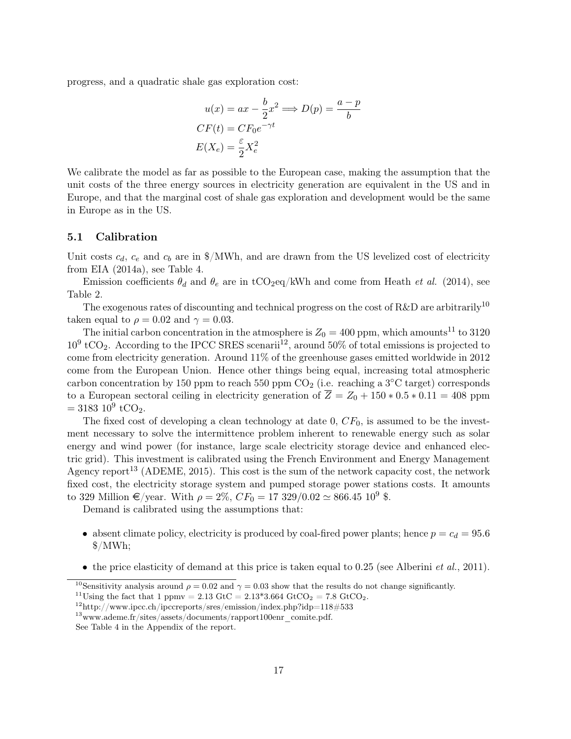progress, and a quadratic shale gas exploration cost:

$$u(x) = ax - \frac{b}{2}x^2 \Longrightarrow D(p) = \frac{a-p}{b}$$
$$CF(t) = CF_0 e^{-\gamma t}$$
$$E(X_e) = \frac{\varepsilon}{2} X_e^2$$

We calibrate the model as far as possible to the European case, making the assumption that the unit costs of the three energy sources in electricity generation are equivalent in the US and in Europe, and that the marginal cost of shale gas exploration and development would be the same in Europe as in the US.

### 5.1 Calibration

Unit costs $c_d$, $c_e$ and $c_b$ are in \$/MWh, and are drawn from the US levelized cost of electricity from EIA (2014a), see Table 4.

Emission coefficients $\theta_d$ and $\theta_e$ are in $tCO_2$eq/kWh and come from Heath *et al.* (2014), see Table 2.

The exogenous rates of discounting and technical progress on the cost of R&D are arbitrarily[10] taken equal to $\rho = 0.02$ and $\gamma = 0.03$.

The initial carbon concentration in the atmosphere is $Z_0 = 400$ ppm, which amounts[11] to 3120 $10^9$ $tCO_2$. According to the IPCC SRES scenarii[12], around 50% of total emissions is projected to come from electricity generation. Around 11% of the greenhouse gases emitted worldwide in 2012 come from the European Union. Hence other things being equal, increasing total atmospheric carbon concentration by 150 ppm to reach 550 ppm $CO_2$ (i.e. reaching a 3°C target) corresponds to a European sectoral ceiling in electricity generation of $\overline{Z} = Z_0 + 150 * 0.5 * 0.11 = 408$ ppm $= 3183$ $10^9$ $tCO_2$.

The fixed cost of developing a clean technology at date 0, $CF_0$, is assumed to be the investment necessary to solve the intermittence problem inherent to renewable energy such as solar energy and wind power (for instance, large scale electricity storage device and enhanced electric grid). This investment is calibrated using the French Environment and Energy Management Agency report[13] (ADEME, 2015). This cost is the sum of the network capacity cost, the network fixed cost, the electricity storage system and pumped storage power stations costs. It amounts to 329 Million €/year. With $\rho = 2\%$, $CF_0 = 17\ 329/0.02 \simeq 866.45\ 10^9$ \$.

Demand is calibrated using the assumptions that:

- absent climate policy, electricity is produced by coal-fired power plants; hence $p = c_d = 95.6$ \$/MWh;
- the price elasticity of demand at this price is taken equal to 0.25 (see Alberini *et al.*, 2011).

---

[10] Sensitivity analysis around $\rho = 0.02$ and $\gamma = 0.03$ show that the results do not change significantly.

[11] Using the fact that 1 ppmv = 2.13 GtC = 2.13*3.664 $GtCO_2$ = 7.8 $GtCO_2$.

[12] http://www.ipcc.ch/ipccreports/sres/emission/index.php?idp=118#533

[13] www.ademe.fr/sites/assets/documents/rapport100enr_comite.pdf. See Table 4 in the Appendix of the report.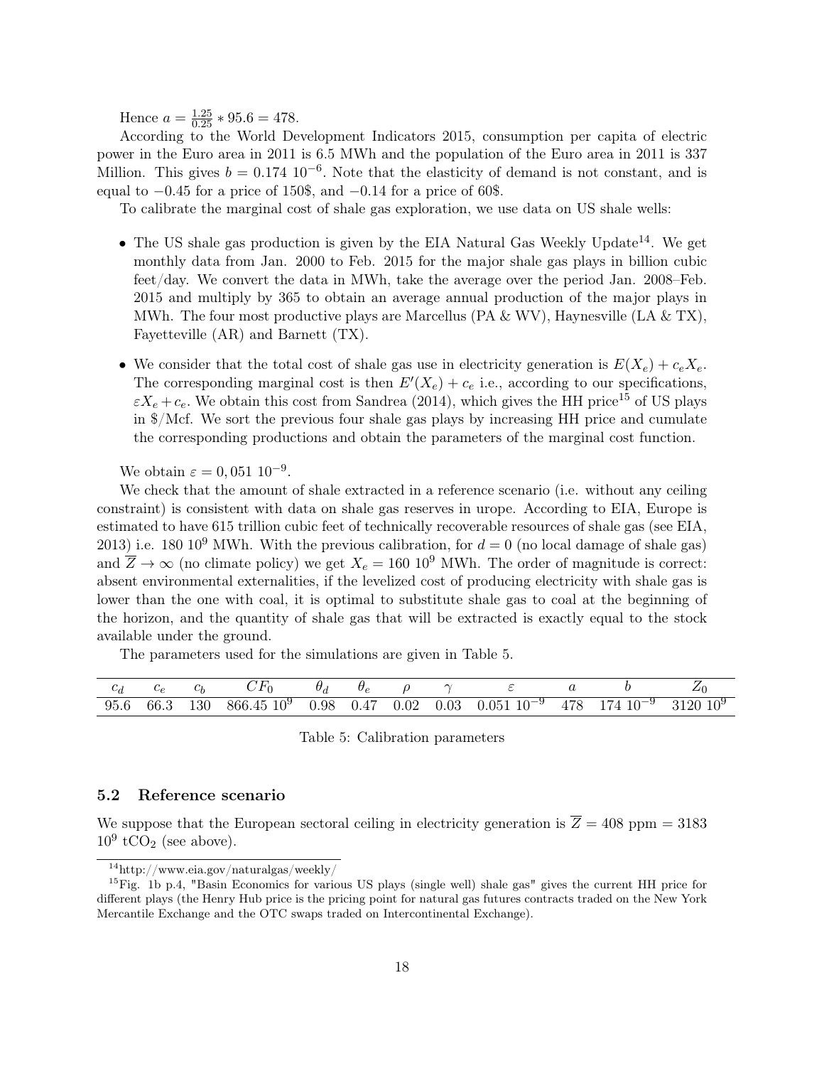Hence $a = \frac{1.25}{0.25} * 95.6 = 478$.

According to the World Development Indicators 2015, consumption per capita of electric power in the Euro area in 2011 is 6.5 MWh and the population of the Euro area in 2011 is 337 Million. This gives $b = 0.174\ 10^{-6}$. Note that the elasticity of demand is not constant, and is equal to $-0.45$ for a price of 150\$, and $-0.14$ for a price of 60\$.

To calibrate the marginal cost of shale gas exploration, we use data on US shale wells:

- The US shale gas production is given by the EIA Natural Gas Weekly Update[14]. We get monthly data from Jan. 2000 to Feb. 2015 for the major shale gas plays in billion cubic feet/day. We convert the data in MWh, take the average over the period Jan. 2008–Feb. 2015 and multiply by 365 to obtain an average annual production of the major plays in MWh. The four most productive plays are Marcellus (PA & WV), Haynesville (LA & TX), Fayetteville (AR) and Barnett (TX).
- We consider that the total cost of shale gas use in electricity generation is $E(X_e) + c_e X_e$. The corresponding marginal cost is then $E'(X_e) + c_e$ i.e., according to our specifications, $\varepsilon X_e + c_e$. We obtain this cost from Sandrea (2014), which gives the HH price[15] of US plays in \$/Mcf. We sort the previous four shale gas plays by increasing HH price and cumulate the corresponding productions and obtain the parameters of the marginal cost function.

We obtain $\varepsilon = 0,051\ 10^{-9}$.

We check that the amount of shale extracted in a reference scenario (i.e. without any ceiling constraint) is consistent with data on shale gas reserves in urope. According to EIA, Europe is estimated to have 615 trillion cubic feet of technically recoverable resources of shale gas (see EIA, 2013) i.e. 180 $10^9$ MWh. With the previous calibration, for $d = 0$ (no local damage of shale gas) and $\overline{Z} \to \infty$ (no climate policy) we get $X_e = 160\ 10^9$ MWh. The order of magnitude is correct: absent environmental externalities, if the levelized cost of producing electricity with shale gas is lower than the one with coal, it is optimal to substitute shale gas to coal at the beginning of the horizon, and the quantity of shale gas that will be extracted is exactly equal to the stock available under the ground.

The parameters used for the simulations are given in Table 5.

| $c_d$ | $c_e$ | $c_b$ | $CF_0$ | $\theta_d$ | $\theta_e$ | $\rho$ | $\gamma$ | $\varepsilon$ | $a$ | $b$ | $Z_0$ |
|---|---|---|---|---|---|---|---|---|---|---|---|
| 95.6 | 66.3 | 130 | 866.45 $10^9$ | 0.98 | 0.47 | 0.02 | 0.03 | 0.051 $10^{-9}$ | 478 | 174 $10^{-9}$ | 3120 $10^9$ |

Table 5: Calibration parameters

### 5.2 Reference scenario

We suppose that the European sectoral ceiling in electricity generation is $\overline{Z} = 408$ ppm = 3183 $10^9$ $tCO_2$ (see above).

[14] http://www.eia.gov/naturalgas/weekly/

[15] Fig. 1b p.4, "Basin Economics for various US plays (single well) shale gas" gives the current HH price for different plays (the Henry Hub price is the pricing point for natural gas futures contracts traded on the New York Mercantile Exchange and the OTC swaps traded on Intercontinental Exchange).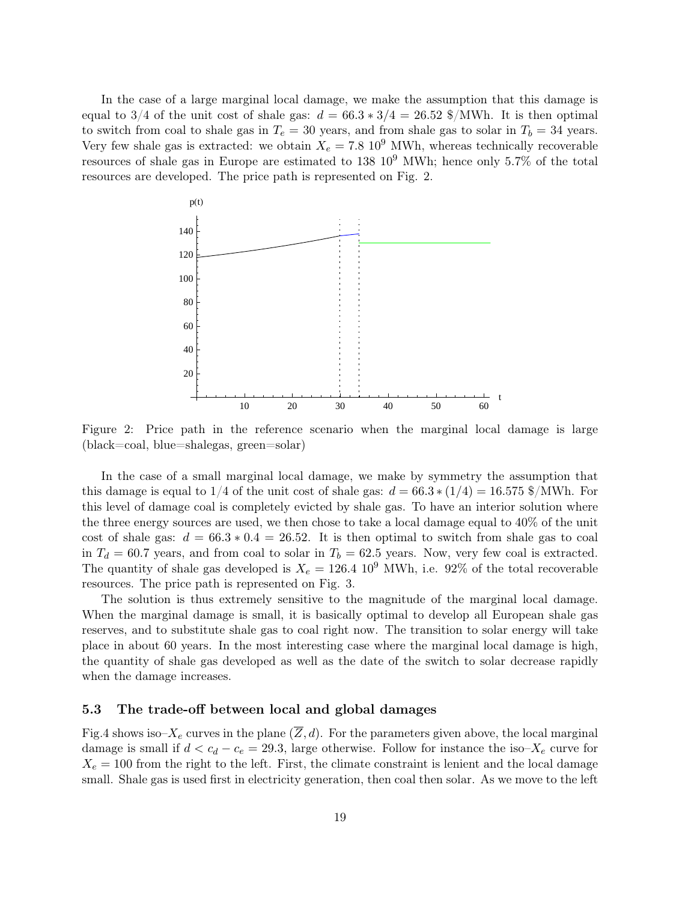In the case of a large marginal local damage, we make the assumption that this damage is equal to 3/4 of the unit cost of shale gas: $d = 66.3 * 3/4 = 26.52$ \$/MWh. It is then optimal to switch from coal to shale gas in $T_e = 30$ years, and from shale gas to solar in $T_b = 34$ years. Very few shale gas is extracted: we obtain $X_e = 7.8\ 10^9$ MWh, whereas technically recoverable resources of shale gas in Europe are estimated to $138\ 10^9$ MWh; hence only 5.7% of the total resources are developed. The price path is represented on Fig. 2.

Figure 2: Price path in the reference scenario when the marginal local damage is large (black=coal, blue=shalegas, green=solar)

In the case of a small marginal local damage, we make by symmetry the assumption that this damage is equal to 1/4 of the unit cost of shale gas: $d = 66.3 * (1/4) = 16.575$ \$/MWh. For this level of damage coal is completely evicted by shale gas. To have an interior solution where the three energy sources are used, we then chose to take a local damage equal to 40% of the unit cost of shale gas: $d = 66.3 * 0.4 = 26.52$. It is then optimal to switch from shale gas to coal in $T_d = 60.7$ years, and from coal to solar in $T_b = 62.5$ years. Now, very few coal is extracted. The quantity of shale gas developed is $X_e = 126.4\ 10^9$ MWh, i.e. 92% of the total recoverable resources. The price path is represented on Fig. 3.

The solution is thus extremely sensitive to the magnitude of the marginal local damage. When the marginal damage is small, it is basically optimal to develop all European shale gas reserves, and to substitute shale gas to coal right now. The transition to solar energy will take place in about 60 years. In the most interesting case where the marginal local damage is high, the quantity of shale gas developed as well as the date of the switch to solar decrease rapidly when the damage increases.

### 5.3 The trade-off between local and global damages

Fig.4 shows iso–$X_e$ curves in the plane $(\overline{Z}, d)$. For the parameters given above, the local marginal damage is small if $d < c_d - c_e = 29.3$, large otherwise. Follow for instance the iso–$X_e$ curve for $X_e = 100$ from the right to the left. First, the climate constraint is lenient and the local damage small. Shale gas is used first in electricity generation, then coal then solar. As we move to the left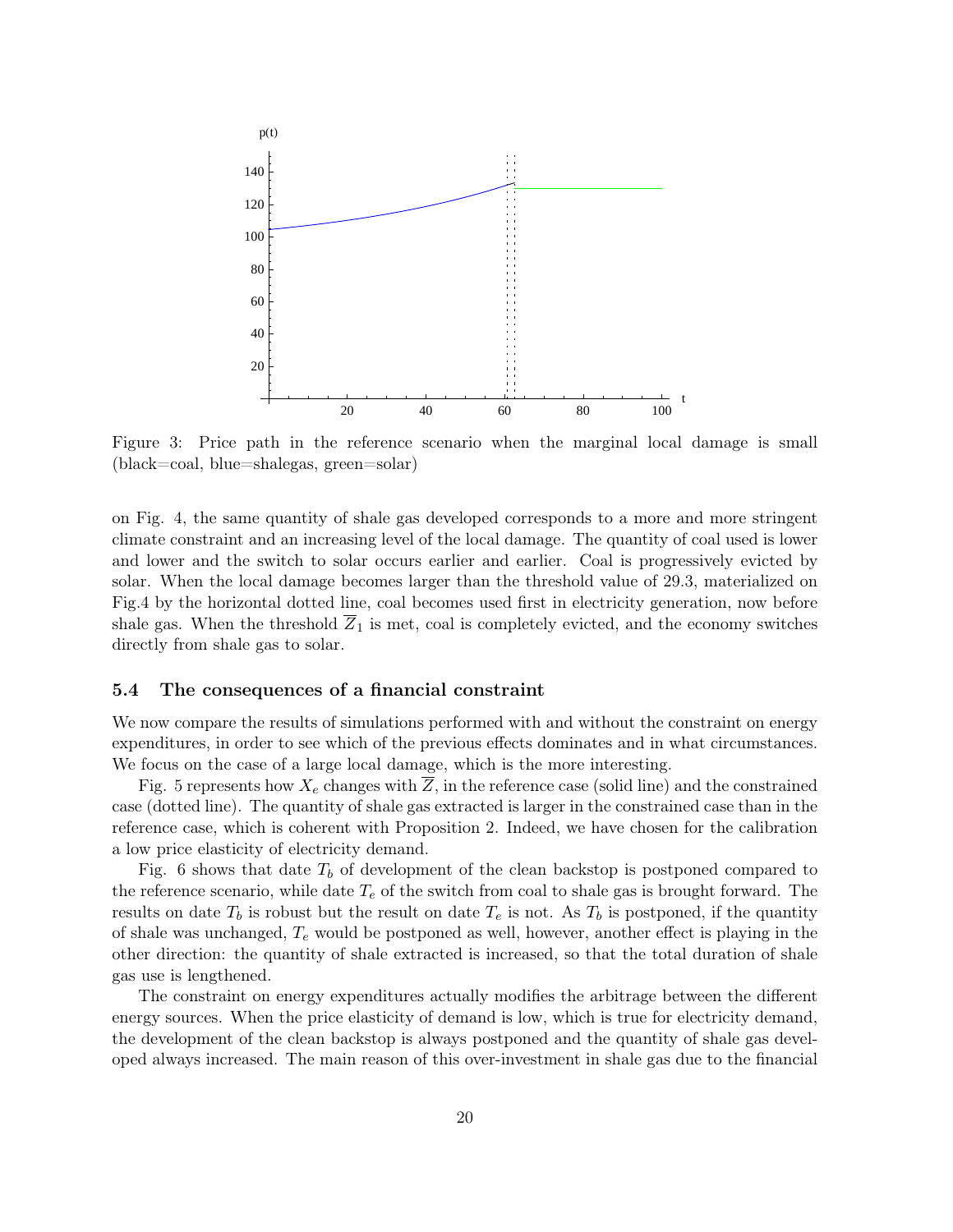Figure 3: Price path in the reference scenario when the marginal local damage is small (black=coal, blue=shalegas, green=solar)

on Fig. 4, the same quantity of shale gas developed corresponds to a more and more stringent climate constraint and an increasing level of the local damage. The quantity of coal used is lower and lower and the switch to solar occurs earlier and earlier. Coal is progressively evicted by solar. When the local damage becomes larger than the threshold value of 29.3, materialized on Fig.4 by the horizontal dotted line, coal becomes used first in electricity generation, now before shale gas. When the threshold $\overline{Z}_1$ is met, coal is completely evicted, and the economy switches directly from shale gas to solar.

### 5.4 The consequences of a financial constraint

We now compare the results of simulations performed with and without the constraint on energy expenditures, in order to see which of the previous effects dominates and in what circumstances. We focus on the case of a large local damage, which is the more interesting.

Fig. 5 represents how $X_e$ changes with $\overline{Z}$, in the reference case (solid line) and the constrained case (dotted line). The quantity of shale gas extracted is larger in the constrained case than in the reference case, which is coherent with Proposition 2. Indeed, we have chosen for the calibration a low price elasticity of electricity demand.

Fig. 6 shows that date $T_b$ of development of the clean backstop is postponed compared to the reference scenario, while date $T_e$ of the switch from coal to shale gas is brought forward. The results on date $T_b$ is robust but the result on date $T_e$ is not. As $T_b$ is postponed, if the quantity of shale was unchanged, $T_e$ would be postponed as well, however, another effect is playing in the other direction: the quantity of shale extracted is increased, so that the total duration of shale gas use is lengthened.

The constraint on energy expenditures actually modifies the arbitrage between the different energy sources. When the price elasticity of demand is low, which is true for electricity demand, the development of the clean backstop is always postponed and the quantity of shale gas developed always increased. The main reason of this over-investment in shale gas due to the financial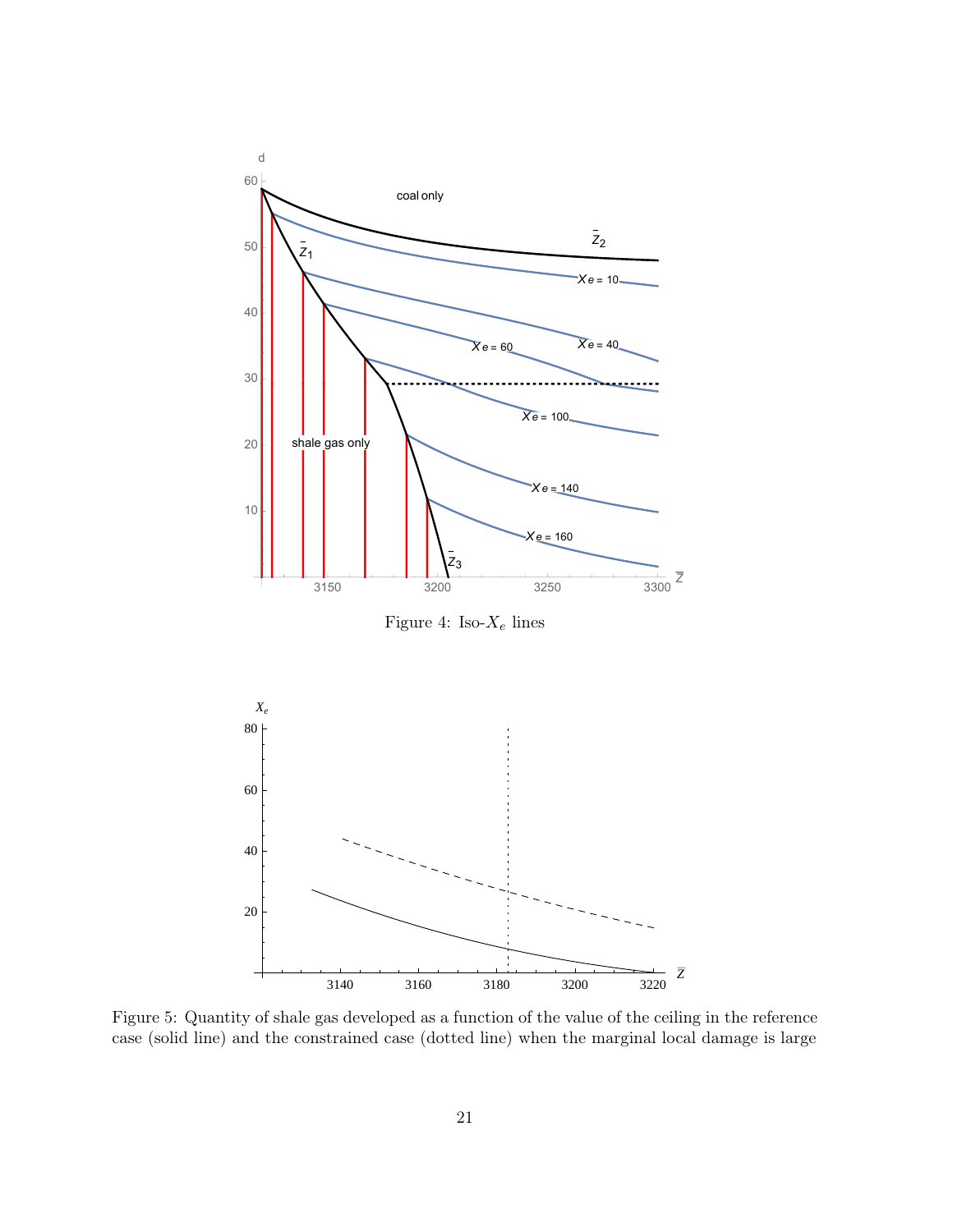Figure 4: Iso-$X_e$ lines

Figure 5: Quantity of shale gas developed as a function of the value of the ceiling in the reference case (solid line) and the constrained case (dotted line) when the marginal local damage is large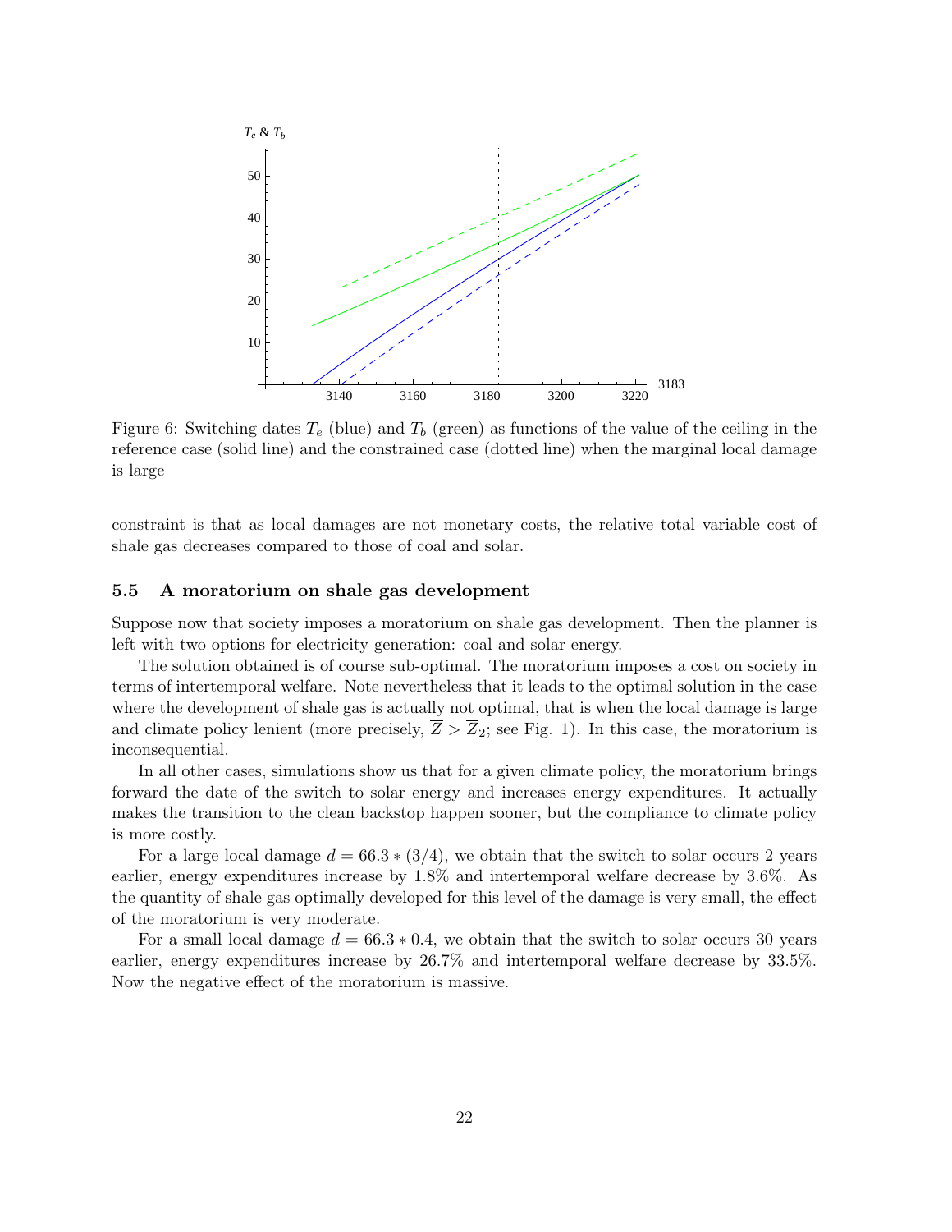Figure 6: Switching dates $T_e$ (blue) and $T_b$ (green) as functions of the value of the ceiling in the reference case (solid line) and the constrained case (dotted line) when the marginal local damage is large

constraint is that as local damages are not monetary costs, the relative total variable cost of shale gas decreases compared to those of coal and solar.

### 5.5 A moratorium on shale gas development

Suppose now that society imposes a moratorium on shale gas development. Then the planner is left with two options for electricity generation: coal and solar energy.

The solution obtained is of course sub-optimal. The moratorium imposes a cost on society in terms of intertemporal welfare. Note nevertheless that it leads to the optimal solution in the case where the development of shale gas is actually not optimal, that is when the local damage is large and climate policy lenient (more precisely, $\overline{Z} > \overline{Z}_2$; see Fig. 1). In this case, the moratorium is inconsequential.

In all other cases, simulations show us that for a given climate policy, the moratorium brings forward the date of the switch to solar energy and increases energy expenditures. It actually makes the transition to the clean backstop happen sooner, but the compliance to climate policy is more costly.

For a large local damage $d = 66.3 * (3/4)$, we obtain that the switch to solar occurs 2 years earlier, energy expenditures increase by 1.8% and intertemporal welfare decrease by 3.6%. As the quantity of shale gas optimally developed for this level of the damage is very small, the effect of the moratorium is very moderate.

For a small local damage $d = 66.3 * 0.4$, we obtain that the switch to solar occurs 30 years earlier, energy expenditures increase by 26.7% and intertemporal welfare decrease by 33.5%. Now the negative effect of the moratorium is massive.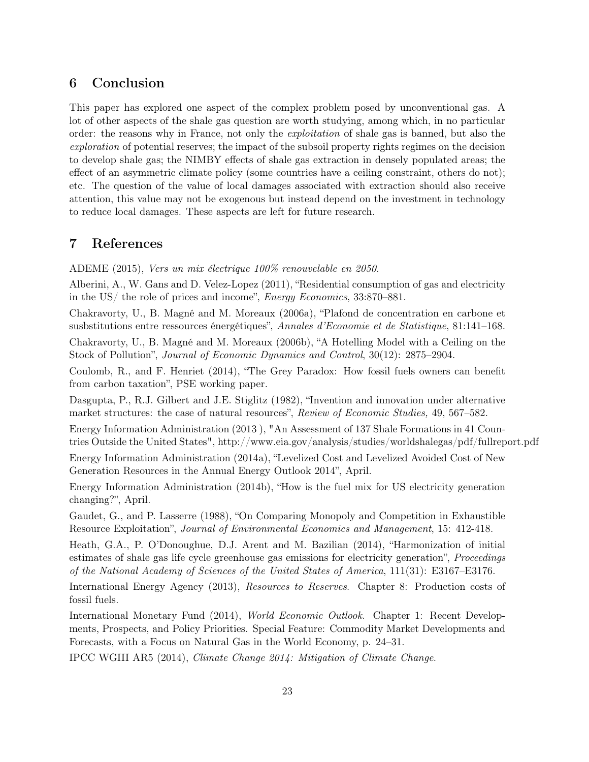## 6 Conclusion

This paper has explored one aspect of the complex problem posed by unconventional gas. A lot of other aspects of the shale gas question are worth studying, among which, in no particular order: the reasons why in France, not only the *exploitation* of shale gas is banned, but also the *exploration* of potential reserves; the impact of the subsoil property rights regimes on the decision to develop shale gas; the NIMBY effects of shale gas extraction in densely populated areas; the effect of an asymmetric climate policy (some countries have a ceiling constraint, others do not); etc. The question of the value of local damages associated with extraction should also receive attention, this value may not be exogenous but instead depend on the investment in technology to reduce local damages. These aspects are left for future research.

## 7 References

ADEME (2015), *Vers un mix électrique 100% renouvelable en 2050*.

Alberini, A., W. Gans and D. Velez-Lopez (2011), "Residential consumption of gas and electricity in the US/ the role of prices and income", *Energy Economics*, 33:870–881.

Chakravorty, U., B. Magné and M. Moreaux (2006a), "Plafond de concentration en carbone et susbstitutions entre ressources énergétiques", *Annales d'Economie et de Statistique*, 81:141–168.

Chakravorty, U., B. Magné and M. Moreaux (2006b), "A Hotelling Model with a Ceiling on the Stock of Pollution", *Journal of Economic Dynamics and Control*, 30(12): 2875–2904.

Coulomb, R., and F. Henriet (2014), "The Grey Paradox: How fossil fuels owners can benefit from carbon taxation", PSE working paper.

Dasgupta, P., R.J. Gilbert and J.E. Stiglitz (1982), "Invention and innovation under alternative market structures: the case of natural resources", *Review of Economic Studies,* 49, 567–582.

Energy Information Administration (2013 ), "An Assessment of 137 Shale Formations in 41 Countries Outside the United States", http://www.eia.gov/analysis/studies/worldshalegas/pdf/fullreport.pdf

Energy Information Administration (2014a), "Levelized Cost and Levelized Avoided Cost of New Generation Resources in the Annual Energy Outlook 2014", April.

Energy Information Administration (2014b), "How is the fuel mix for US electricity generation changing?", April.

Gaudet, G., and P. Lasserre (1988), "On Comparing Monopoly and Competition in Exhaustible Resource Exploitation", *Journal of Environmental Economics and Management*, 15: 412-418.

Heath, G.A., P. O'Donoughue, D.J. Arent and M. Bazilian (2014), "Harmonization of initial estimates of shale gas life cycle greenhouse gas emissions for electricity generation", *Proceedings of the National Academy of Sciences of the United States of America*, 111(31): E3167–E3176.

International Energy Agency (2013), *Resources to Reserves*. Chapter 8: Production costs of fossil fuels.

International Monetary Fund (2014), *World Economic Outlook*. Chapter 1: Recent Developments, Prospects, and Policy Priorities. Special Feature: Commodity Market Developments and Forecasts, with a Focus on Natural Gas in the World Economy, p. 24–31.

IPCC WGIII AR5 (2014), *Climate Change 2014: Mitigation of Climate Change*.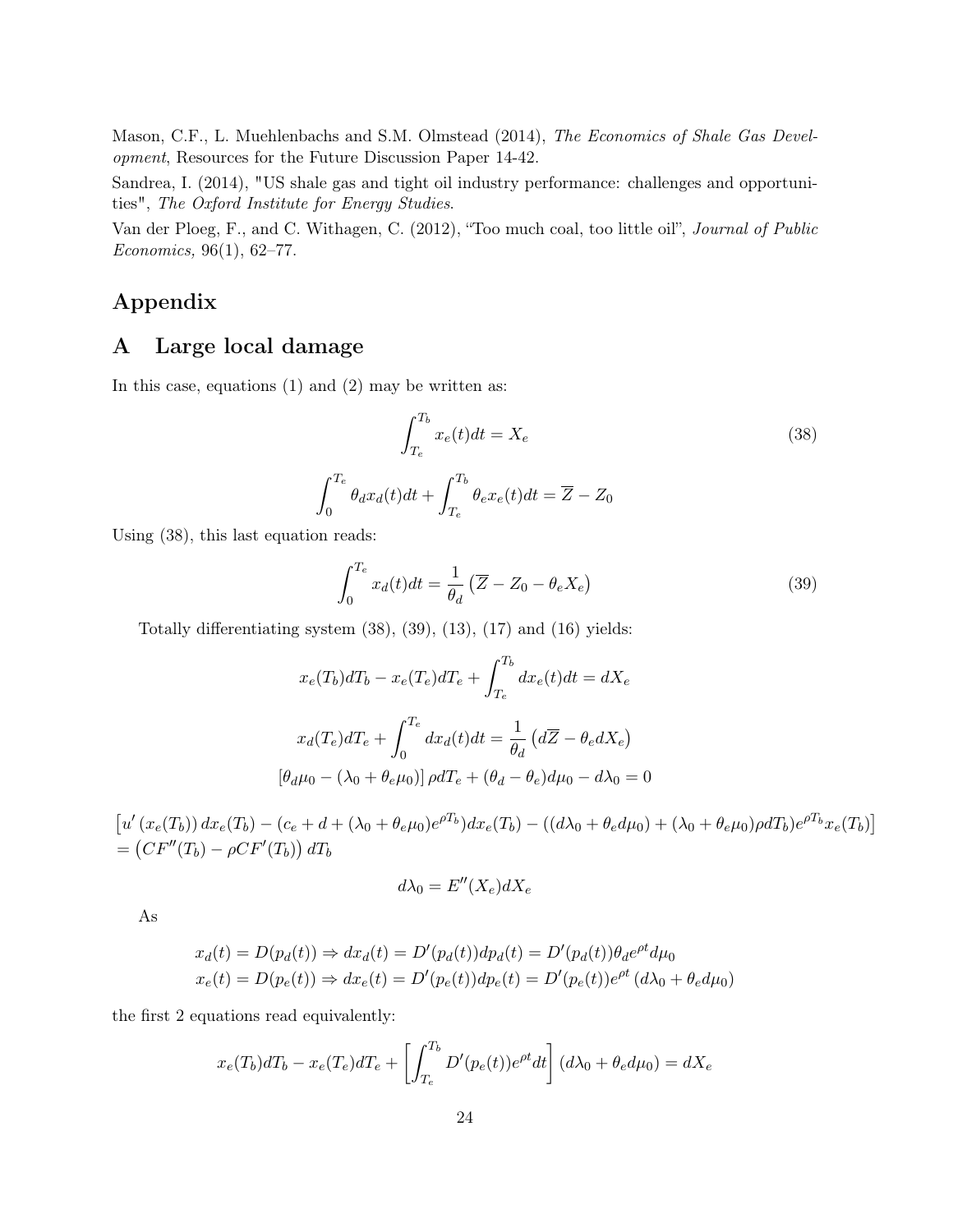Mason, C.F., L. Muehlenbachs and S.M. Olmstead (2014), *The Economics of Shale Gas Development*, Resources for the Future Discussion Paper 14-42.

Sandrea, I. (2014), "US shale gas and tight oil industry performance: challenges and opportunities", *The Oxford Institute for Energy Studies*.

Van der Ploeg, F., and C. Withagen, C. (2012), "Too much coal, too little oil", *Journal of Public Economics,* 96(1), 62–77.

# Appendix

## A Large local damage

In this case, equations (1) and (2) may be written as:

$$\int_{T_e}^{T_b} x_e(t)dt = X_e \tag{38}$$

$$\int_0^{T_e} \theta_d x_d(t)dt + \int_{T_e}^{T_b} \theta_e x_e(t)dt = \overline{Z} - Z_0$$

Using (38), this last equation reads:

$$\int_0^{T_e} x_d(t)dt = \frac{1}{\theta_d}\left(\overline{Z} - Z_0 - \theta_e X_e\right) \tag{39}$$

Totally differentiating system (38), (39), (13), (17) and (16) yields:

$$x_e(T_b)dT_b - x_e(T_e)dT_e + \int_{T_e}^{T_b} dx_e(t)dt = dX_e$$

$$x_d(T_e)dT_e + \int_0^{T_e} dx_d(t)dt = \frac{1}{\theta_d}\left(d\overline{Z} - \theta_e dX_e\right)$$

$$\left[\theta_d\mu_0 - (\lambda_0 + \theta_e\mu_0)\right]\rho dT_e + (\theta_d - \theta_e)d\mu_0 - d\lambda_0 = 0$$

$$\left[u'\left(x_e(T_b)\right)dx_e(T_b) - (c_e + d + (\lambda_0 + \theta_e\mu_0)e^{\rho T_b})dx_e(T_b) - ((d\lambda_0 + \theta_e d\mu_0) + (\lambda_0 + \theta_e\mu_0)\rho dT_b)e^{\rho T_b}x_e(T_b)\right]$$
$$= \left(CF''(T_b) - \rho CF'(T_b)\right)dT_b$$

$$d\lambda_0 = E''(X_e)dX_e$$

As

$$x_d(t) = D(p_d(t)) \Rightarrow dx_d(t) = D'(p_d(t))dp_d(t) = D'(p_d(t))\theta_d e^{\rho t}d\mu_0$$
$$x_e(t) = D(p_e(t)) \Rightarrow dx_e(t) = D'(p_e(t))dp_e(t) = D'(p_e(t))e^{\rho t}\left(d\lambda_0 + \theta_e d\mu_0\right)$$

the first 2 equations read equivalently:

$$x_e(T_b)dT_b - x_e(T_e)dT_e + \left[\int_{T_e}^{T_b} D'(p_e(t))e^{\rho t}dt\right]\left(d\lambda_0 + \theta_e d\mu_0\right) = dX_e$$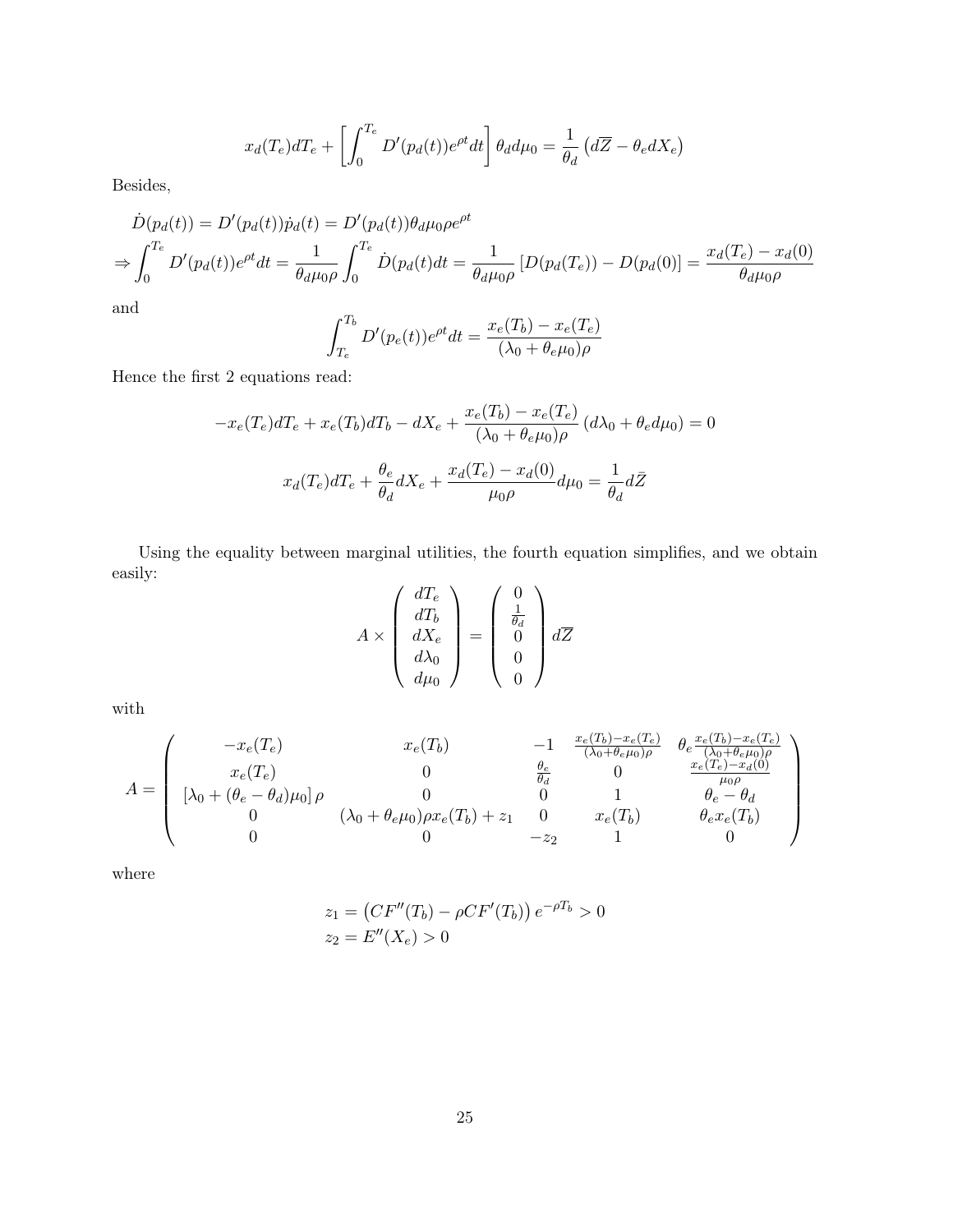$$x_d(T_e)dT_e + \left[\int_0^{T_e} D'(p_d(t))e^{\rho t}dt\right]\theta_d d\mu_0 = \frac{1}{\theta_d}\left(d\overline{Z} - \theta_e dX_e\right)$$

Besides,

$$\dot{D}(p_d(t)) = D'(p_d(t))\dot{p}_d(t) = D'(p_d(t))\theta_d\mu_0\rho e^{\rho t}$$

$$\Rightarrow \int_0^{T_e} D'(p_d(t))e^{\rho t}dt = \frac{1}{\theta_d\mu_0\rho}\int_0^{T_e}\dot{D}(p_d(t)dt = \frac{1}{\theta_d\mu_0\rho}\left[D(p_d(T_e)) - D(p_d(0)\right] = \frac{x_d(T_e) - x_d(0)}{\theta_d\mu_0\rho}$$

and

$$\int_{T_e}^{T_b} D'(p_e(t))e^{\rho t}dt = \frac{x_e(T_b) - x_e(T_e)}{(\lambda_0 + \theta_e\mu_0)\rho}$$

Hence the first 2 equations read:

$$-x_e(T_e)dT_e + x_e(T_b)dT_b - dX_e + \frac{x_e(T_b) - x_e(T_e)}{(\lambda_0 + \theta_e\mu_0)\rho}\left(d\lambda_0 + \theta_e d\mu_0\right) = 0$$

$$x_d(T_e)dT_e + \frac{\theta_e}{\theta_d}dX_e + \frac{x_d(T_e) - x_d(0)}{\mu_0\rho}d\mu_0 = \frac{1}{\theta_d}d\bar{Z}$$

Using the equality between marginal utilities, the fourth equation simplifies, and we obtain easily:

$$A \times \begin{pmatrix} dT_e \\ dT_b \\ dX_e \\ d\lambda_0 \\ d\mu_0 \end{pmatrix} = \begin{pmatrix} 0 \\ \frac{1}{\theta_d} \\ 0 \\ 0 \\ 0 \end{pmatrix} d\overline{Z}$$

with

$$A = \begin{pmatrix} -x_e(T_e) & x_e(T_b) & -1 & \frac{x_e(T_b)-x_e(T_e)}{(\lambda_0+\theta_e\mu_0)\rho} & \theta_e\frac{x_e(T_b)-x_e(T_e)}{(\lambda_0+\theta_e\mu_0)\rho} \\ x_e(T_e) & 0 & \frac{\theta_e}{\theta_d} & 0 & \frac{x_e(T_e)-x_d(0)}{\mu_0\rho} \\ \left[\lambda_0 + (\theta_e - \theta_d)\mu_0\right]\rho & 0 & 0 & 1 & \theta_e - \theta_d \\ 0 & (\lambda_0+\theta_e\mu_0)\rho x_e(T_b) + z_1 & 0 & x_e(T_b) & \theta_e x_e(T_b) \\ 0 & 0 & -z_2 & 1 & 0 \end{pmatrix}$$

where

$$z_1 = \left(CF''(T_b) - \rho CF'(T_b)\right)e^{-\rho T_b} > 0$$
$$z_2 = E''(X_e) > 0$$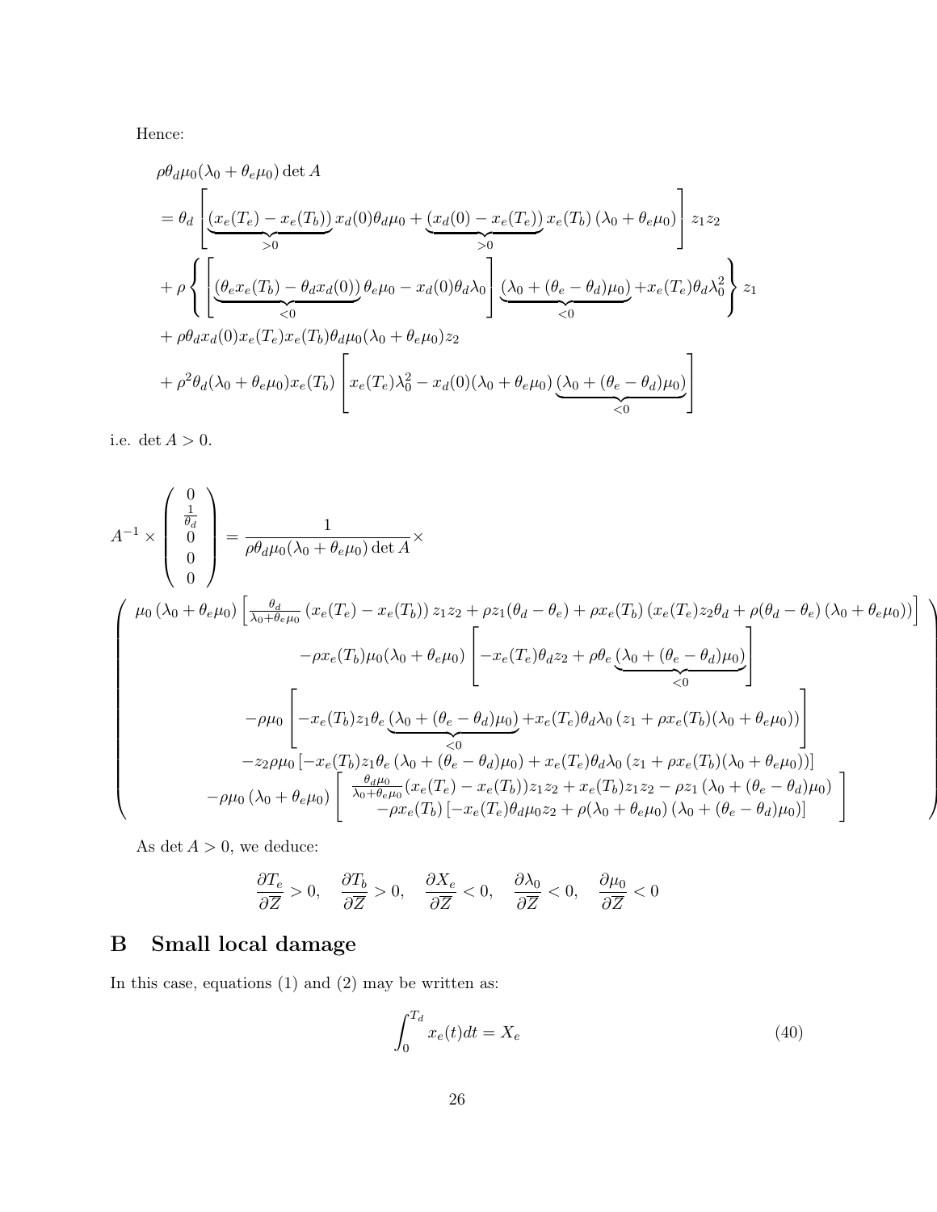Hence:

$$
\begin{aligned}
&\rho\theta_d\mu_0(\lambda_0+\theta_e\mu_0)\det A \\
&= \theta_d\left[\underbrace{(x_e(T_e)-x_e(T_b))}_{>0}x_d(0)\theta_d\mu_0+\underbrace{(x_d(0)-x_e(T_e))}_{>0}x_e(T_b)\left(\lambda_0+\theta_e\mu_0\right)\right]z_1z_2 \\
&+\rho\left\{\left[\underbrace{(\theta_e x_e(T_b)-\theta_d x_d(0))}_{<0}\theta_e\mu_0-x_d(0)\theta_d\lambda_0\right]\underbrace{(\lambda_0+(\theta_e-\theta_d)\mu_0)}_{<0}+x_e(T_e)\theta_d\lambda_0^2\right\}z_1 \\
&+\rho\theta_d x_d(0)x_e(T_e)x_e(T_b)\theta_d\mu_0(\lambda_0+\theta_e\mu_0)z_2 \\
&+\rho^2\theta_d(\lambda_0+\theta_e\mu_0)x_e(T_b)\left[x_e(T_e)\lambda_0^2-x_d(0)(\lambda_0+\theta_e\mu_0)\underbrace{(\lambda_0+(\theta_e-\theta_d)\mu_0)}_{<0}\right]
\end{aligned}
$$

i.e. $\det A>0$.

$$
A^{-1}\times\begin{pmatrix}0\\ \frac{1}{\theta_d}\\ 0\\ 0\\ 0\end{pmatrix}=\frac{1}{\rho\theta_d\mu_0(\lambda_0+\theta_e\mu_0)\det A}\times
$$

$$
\begin{pmatrix}
\mu_0\left(\lambda_0+\theta_e\mu_0\right)\left[\frac{\theta_d}{\lambda_0+\theta_e\mu_0}\left(x_e(T_e)-x_e(T_b)\right)z_1z_2+\rho z_1(\theta_d-\theta_e)+\rho x_e(T_b)\left(x_e(T_e)z_2\theta_d+\rho(\theta_d-\theta_e)\left(\lambda_0+\theta_e\mu_0\right)\right)\right] \\
-\rho x_e(T_b)\mu_0(\lambda_0+\theta_e\mu_0)\left[-x_e(T_e)\theta_d z_2+\rho\theta_e\underbrace{(\lambda_0+(\theta_e-\theta_d)\mu_0)}_{<0}\right] \\
-\rho\mu_0\left[-x_e(T_b)z_1\theta_e\underbrace{(\lambda_0+(\theta_e-\theta_d)\mu_0)}_{<0}+x_e(T_e)\theta_d\lambda_0\left(z_1+\rho x_e(T_b)(\lambda_0+\theta_e\mu_0)\right)\right] \\
-z_2\rho\mu_0\left[-x_e(T_b)z_1\theta_e\left(\lambda_0+(\theta_e-\theta_d)\mu_0\right)+x_e(T_e)\theta_d\lambda_0\left(z_1+\rho x_e(T_b)(\lambda_0+\theta_e\mu_0)\right)\right] \\
-\rho\mu_0\left(\lambda_0+\theta_e\mu_0\right)\left[\begin{array}{c}\frac{\theta_d\mu_0}{\lambda_0+\theta_e\mu_0}(x_e(T_e)-x_e(T_b))z_1z_2+x_e(T_b)z_1z_2-\rho z_1\left(\lambda_0+(\theta_e-\theta_d)\mu_0\right)\\ -\rho x_e(T_b)\left[-x_e(T_e)\theta_d\mu_0z_2+\rho(\lambda_0+\theta_e\mu_0)\left(\lambda_0+(\theta_e-\theta_d)\mu_0\right)\right]\end{array}\right]
\end{pmatrix}
$$

As $\det A>0$, we deduce:

$$
\frac{\partial T_e}{\partial\overline{Z}}>0,\quad\frac{\partial T_b}{\partial\overline{Z}}>0,\quad\frac{\partial X_e}{\partial\overline{Z}}<0,\quad\frac{\partial\lambda_0}{\partial\overline{Z}}<0,\quad\frac{\partial\mu_0}{\partial\overline{Z}}<0
$$

# B Small local damage

In this case, equations (1) and (2) may be written as:

$$
\int_0^{T_d}x_e(t)dt=X_e \tag{40}
$$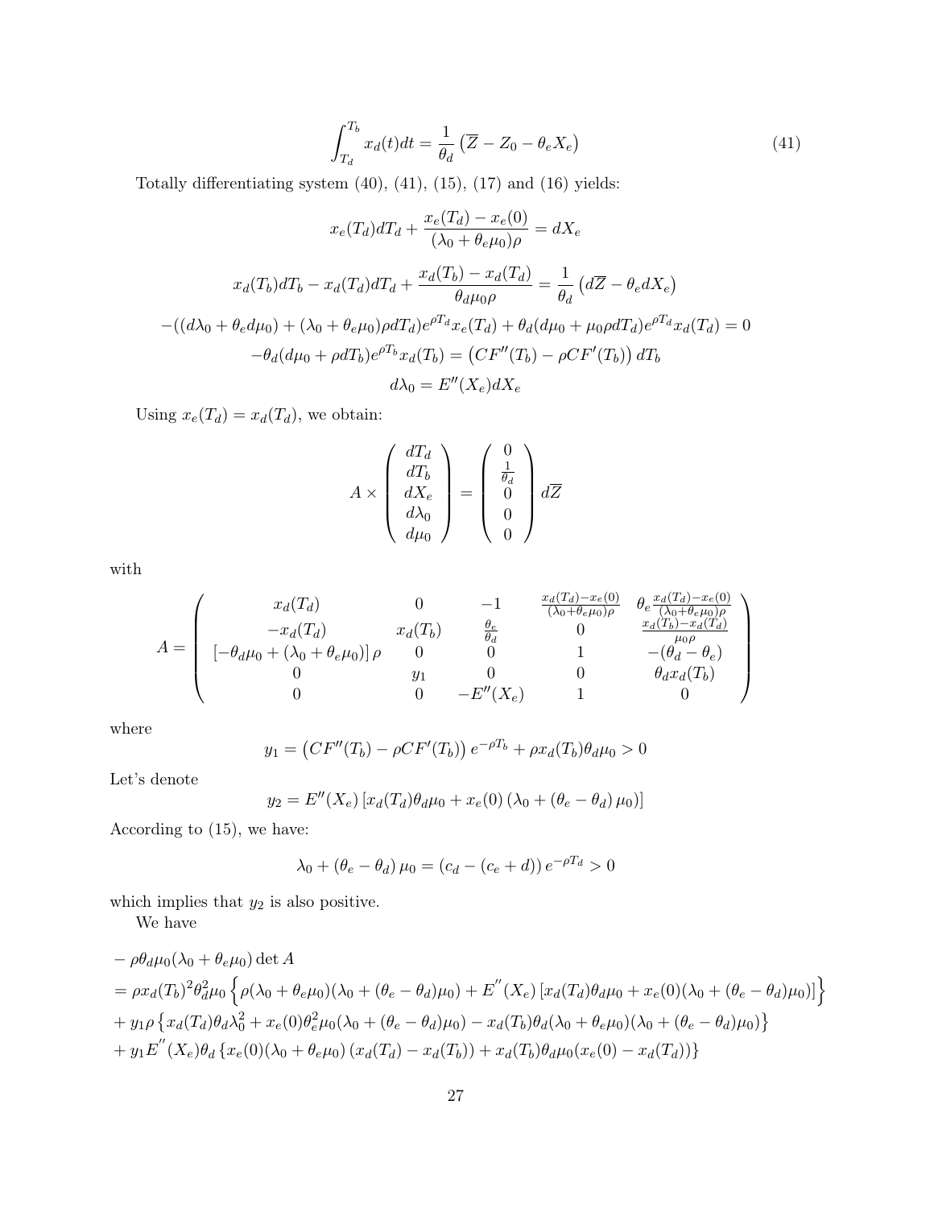$$\int_{T_d}^{T_b} x_d(t)dt = \frac{1}{\theta_d}\left(\overline{Z} - Z_0 - \theta_e X_e\right) \tag{41}$$

Totally differentiating system (40), (41), (15), (17) and (16) yields:

$$x_e(T_d)dT_d + \frac{x_e(T_d) - x_e(0)}{(\lambda_0 + \theta_e\mu_0)\rho} = dX_e$$

$$x_d(T_b)dT_b - x_d(T_d)dT_d + \frac{x_d(T_b) - x_d(T_d)}{\theta_d\mu_0\rho} = \frac{1}{\theta_d}\left(d\overline{Z} - \theta_e dX_e\right)$$

$$-((d\lambda_0 + \theta_e d\mu_0) + (\lambda_0 + \theta_e\mu_0)\rho dT_d)e^{\rho T_d}x_e(T_d) + \theta_d(d\mu_0 + \mu_0\rho dT_d)e^{\rho T_d}x_d(T_d) = 0$$

$$-\theta_d(d\mu_0 + \rho dT_b)e^{\rho T_b}x_d(T_b) = \left(CF''(T_b) - \rho CF'(T_b)\right)dT_b$$

$$d\lambda_0 = E''(X_e)dX_e$$

Using $x_e(T_d) = x_d(T_d)$, we obtain:

$$A \times \begin{pmatrix} dT_d \\ dT_b \\ dX_e \\ d\lambda_0 \\ d\mu_0 \end{pmatrix} = \begin{pmatrix} 0 \\ \frac{1}{\theta_d} \\ 0 \\ 0 \\ 0 \end{pmatrix} d\overline{Z}$$

with

$$A = \begin{pmatrix} x_d(T_d) & 0 & -1 & \frac{x_d(T_d)-x_e(0)}{(\lambda_0+\theta_e\mu_0)\rho} & \theta_e\frac{x_d(T_d)-x_e(0)}{(\lambda_0+\theta_e\mu_0)\rho} \\ -x_d(T_d) & x_d(T_b) & \frac{\theta_e}{\theta_d} & 0 & \frac{x_d(T_b)-x_d(T_d)}{\mu_0\rho} \\ \left[-\theta_d\mu_0 + (\lambda_0 + \theta_e\mu_0)\right]\rho & 0 & 0 & 1 & -(\theta_d - \theta_e) \\ 0 & y_1 & 0 & 0 & \theta_d x_d(T_b) \\ 0 & 0 & -E''(X_e) & 1 & 0 \end{pmatrix}$$

where

$$y_1 = \left(CF''(T_b) - \rho CF'(T_b)\right)e^{-\rho T_b} + \rho x_d(T_b)\theta_d\mu_0 > 0$$

Let's denote

$$y_2 = E''(X_e)\left[x_d(T_d)\theta_d\mu_0 + x_e(0)\left(\lambda_0 + (\theta_e - \theta_d)\mu_0\right)\right]$$

According to (15), we have:

$$\lambda_0 + (\theta_e - \theta_d)\mu_0 = (c_d - (c_e + d))e^{-\rho T_d} > 0$$

which implies that $y_2$ is also positive.

We have

$$\begin{aligned}
&-\rho\theta_d\mu_0(\lambda_0 + \theta_e\mu_0)\det A \\
&= \rho x_d(T_b)^2\theta_d^2\mu_0\left\{\rho(\lambda_0 + \theta_e\mu_0)(\lambda_0 + (\theta_e - \theta_d)\mu_0) + E''(X_e)\left[x_d(T_d)\theta_d\mu_0 + x_e(0)(\lambda_0 + (\theta_e - \theta_d)\mu_0)\right]\right\} \\
&+ y_1\rho\left\{x_d(T_d)\theta_d\lambda_0^2 + x_e(0)\theta_e^2\mu_0(\lambda_0 + (\theta_e - \theta_d)\mu_0) - x_d(T_b)\theta_d(\lambda_0 + \theta_e\mu_0)(\lambda_0 + (\theta_e - \theta_d)\mu_0)\right\} \\
&+ y_1 E''(X_e)\theta_d\left\{x_e(0)(\lambda_0 + \theta_e\mu_0)\left(x_d(T_d) - x_d(T_b)\right) + x_d(T_b)\theta_d\mu_0(x_e(0) - x_d(T_d))\right\}
\end{aligned}$$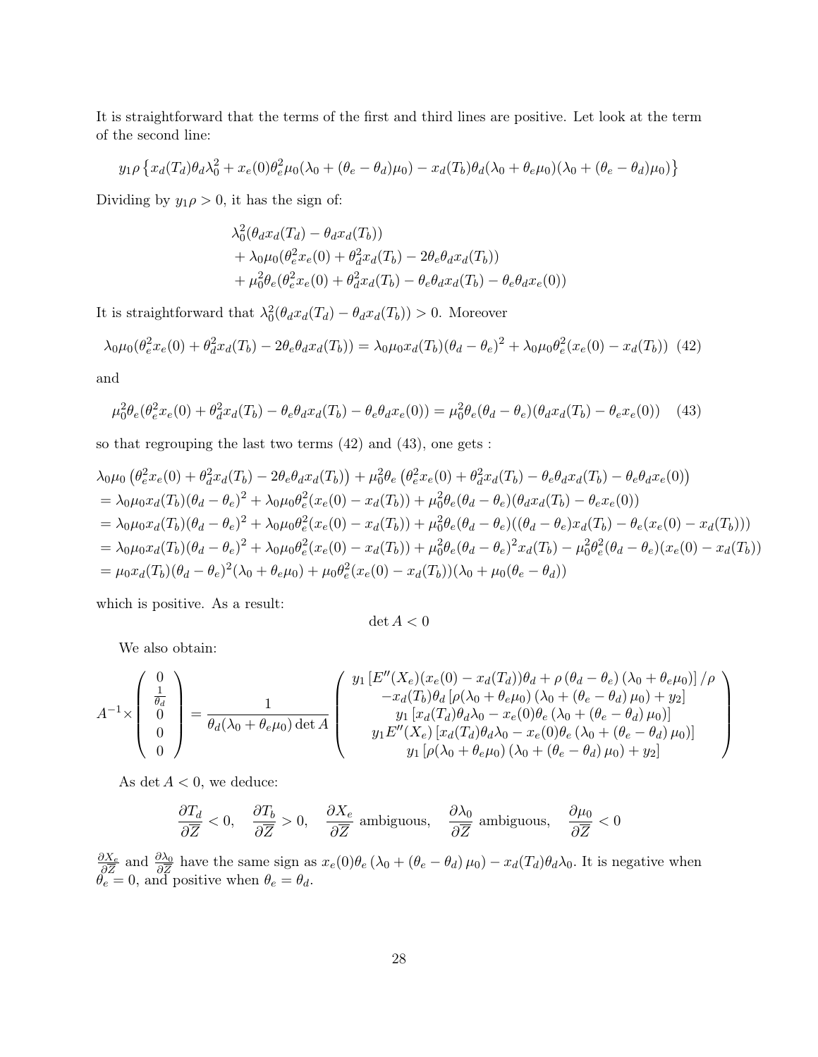It is straightforward that the terms of the first and third lines are positive. Let look at the term of the second line:

$$y_1\rho\left\{x_d(T_d)\theta_d\lambda_0^2 + x_e(0)\theta_e^2\mu_0(\lambda_0 + (\theta_e - \theta_d)\mu_0) - x_d(T_b)\theta_d(\lambda_0 + \theta_e\mu_0)(\lambda_0 + (\theta_e - \theta_d)\mu_0)\right\}$$

Dividing by $y_1\rho > 0$, it has the sign of:

$$\begin{aligned}
&\lambda_0^2(\theta_d x_d(T_d) - \theta_d x_d(T_b)) \\
&+ \lambda_0\mu_0(\theta_e^2 x_e(0) + \theta_d^2 x_d(T_b) - 2\theta_e\theta_d x_d(T_b)) \\
&+ \mu_0^2\theta_e(\theta_e^2 x_e(0) + \theta_d^2 x_d(T_b) - \theta_e\theta_d x_d(T_b) - \theta_e\theta_d x_e(0))
\end{aligned}$$

It is straightforward that $\lambda_0^2(\theta_d x_d(T_d) - \theta_d x_d(T_b)) > 0$. Moreover

$$\lambda_0\mu_0(\theta_e^2 x_e(0) + \theta_d^2 x_d(T_b) - 2\theta_e\theta_d x_d(T_b)) = \lambda_0\mu_0 x_d(T_b)(\theta_d - \theta_e)^2 + \lambda_0\mu_0\theta_e^2(x_e(0) - x_d(T_b)) \quad (42)$$

and

$$\mu_0^2\theta_e(\theta_e^2 x_e(0) + \theta_d^2 x_d(T_b) - \theta_e\theta_d x_d(T_b) - \theta_e\theta_d x_e(0)) = \mu_0^2\theta_e(\theta_d - \theta_e)(\theta_d x_d(T_b) - \theta_e x_e(0)) \quad (43)$$

so that regrouping the last two terms (42) and (43), one gets :

$$\begin{aligned}
&\lambda_0\mu_0\left(\theta_e^2 x_e(0) + \theta_d^2 x_d(T_b) - 2\theta_e\theta_d x_d(T_b)\right) + \mu_0^2\theta_e\left(\theta_e^2 x_e(0) + \theta_d^2 x_d(T_b) - \theta_e\theta_d x_d(T_b) - \theta_e\theta_d x_e(0)\right) \\
&= \lambda_0\mu_0 x_d(T_b)(\theta_d - \theta_e)^2 + \lambda_0\mu_0\theta_e^2(x_e(0) - x_d(T_b)) + \mu_0^2\theta_e(\theta_d - \theta_e)(\theta_d x_d(T_b) - \theta_e x_e(0)) \\
&= \lambda_0\mu_0 x_d(T_b)(\theta_d - \theta_e)^2 + \lambda_0\mu_0\theta_e^2(x_e(0) - x_d(T_b)) + \mu_0^2\theta_e(\theta_d - \theta_e)((\theta_d - \theta_e)x_d(T_b) - \theta_e(x_e(0) - x_d(T_b))) \\
&= \lambda_0\mu_0 x_d(T_b)(\theta_d - \theta_e)^2 + \lambda_0\mu_0\theta_e^2(x_e(0) - x_d(T_b)) + \mu_0^2\theta_e(\theta_d - \theta_e)^2 x_d(T_b) - \mu_0^2\theta_e^2(\theta_d - \theta_e)(x_e(0) - x_d(T_b)) \\
&= \mu_0 x_d(T_b)(\theta_d - \theta_e)^2(\lambda_0 + \theta_e\mu_0) + \mu_0\theta_e^2(x_e(0) - x_d(T_b))(\lambda_0 + \mu_0(\theta_e - \theta_d))
\end{aligned}$$

which is positive. As a result:

$$\det A < 0$$

We also obtain:

$$A^{-1} \times \begin{pmatrix} 0 \\ \frac{1}{\theta_d} \\ 0 \\ 0 \\ 0 \end{pmatrix} = \frac{1}{\theta_d(\lambda_0 + \theta_e\mu_0)\det A}\begin{pmatrix} y_1\left[E''(X_e)(x_e(0) - x_d(T_d))\theta_d + \rho\left(\theta_d - \theta_e\right)\left(\lambda_0 + \theta_e\mu_0\right)\right]/\rho \\ -x_d(T_b)\theta_d\left[\rho(\lambda_0 + \theta_e\mu_0)\left(\lambda_0 + (\theta_e - \theta_d)\mu_0\right) + y_2\right] \\ y_1\left[x_d(T_d)\theta_d\lambda_0 - x_e(0)\theta_e\left(\lambda_0 + (\theta_e - \theta_d)\mu_0\right)\right] \\ y_1 E''(X_e)\left[x_d(T_d)\theta_d\lambda_0 - x_e(0)\theta_e\left(\lambda_0 + (\theta_e - \theta_d)\mu_0\right)\right] \\ y_1\left[\rho(\lambda_0 + \theta_e\mu_0)\left(\lambda_0 + (\theta_e - \theta_d)\mu_0\right) + y_2\right] \end{pmatrix}$$

As $\det A < 0$, we deduce:

$$\frac{\partial T_d}{\partial \overline{Z}} < 0, \quad \frac{\partial T_b}{\partial \overline{Z}} > 0, \quad \frac{\partial X_e}{\partial \overline{Z}} \text{ ambiguous}, \quad \frac{\partial \lambda_0}{\partial \overline{Z}} \text{ ambiguous}, \quad \frac{\partial \mu_0}{\partial \overline{Z}} < 0$$

$\frac{\partial X_e}{\partial \overline{Z}}$ and $\frac{\partial \lambda_0}{\partial \overline{Z}}$ have the same sign as $x_e(0)\theta_e\left(\lambda_0 + (\theta_e - \theta_d)\mu_0\right) - x_d(T_d)\theta_d\lambda_0$. It is negative when $\theta_e = 0$, and positive when $\theta_e = \theta_d$.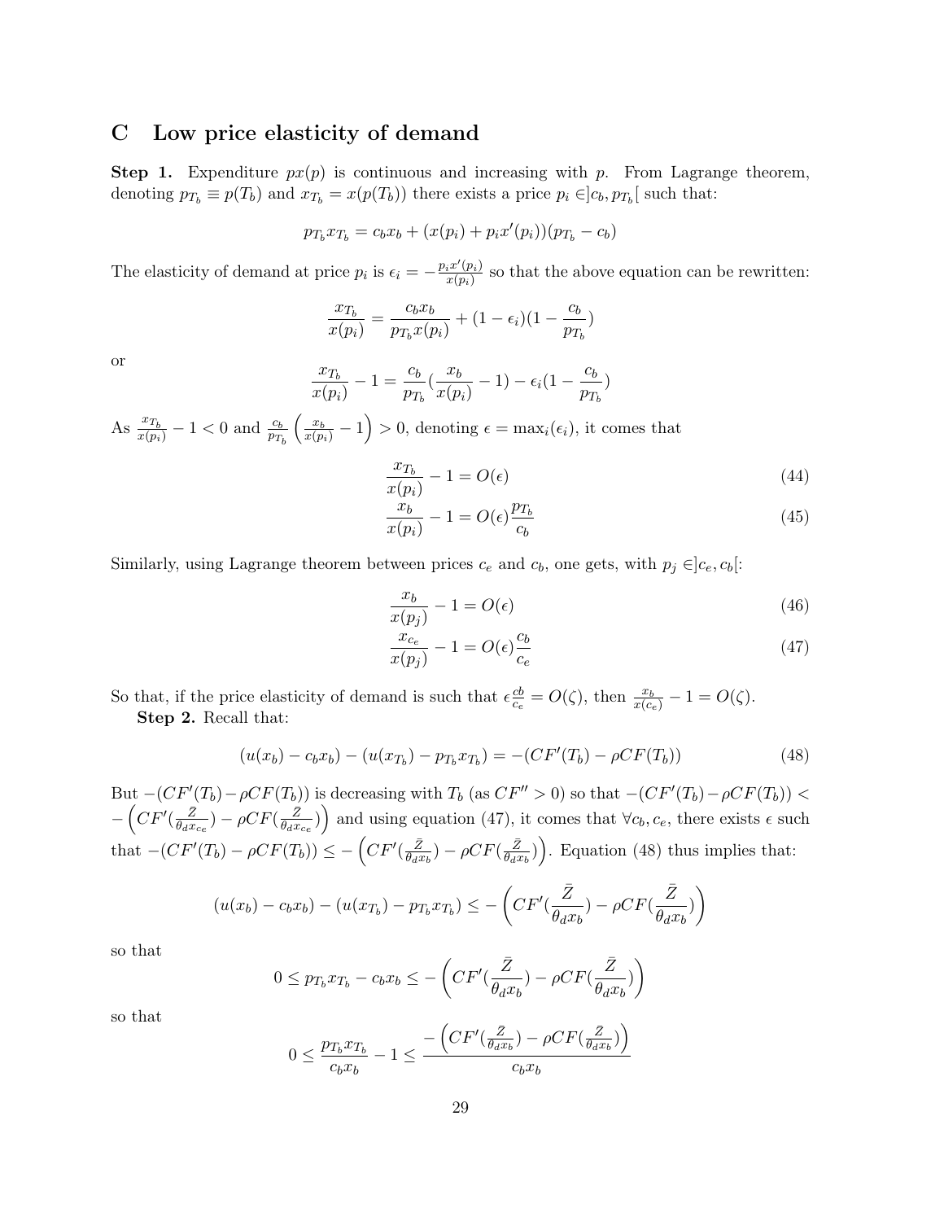# C Low price elasticity of demand

**Step 1.** Expenditure $px(p)$ is continuous and increasing with $p$. From Lagrange theorem, denoting $p_{T_b} \equiv p(T_b)$ and $x_{T_b} = x(p(T_b))$ there exists a price $p_i \in ]c_b, p_{T_b}[$ such that:

$$p_{T_b} x_{T_b} = c_b x_b + (x(p_i) + p_i x'(p_i))(p_{T_b} - c_b)$$

The elasticity of demand at price $p_i$ is $\epsilon_i = -\frac{p_i x'(p_i)}{x(p_i)}$ so that the above equation can be rewritten:

$$\frac{x_{T_b}}{x(p_i)} = \frac{c_b x_b}{p_{T_b} x(p_i)} + (1 - \epsilon_i)(1 - \frac{c_b}{p_{T_b}})$$

or

$$\frac{x_{T_b}}{x(p_i)} - 1 = \frac{c_b}{p_{T_b}}(\frac{x_b}{x(p_i)} - 1) - \epsilon_i(1 - \frac{c_b}{p_{T_b}})$$

As $\frac{x_{T_b}}{x(p_i)} - 1 < 0$ and $\frac{c_b}{p_{T_b}}\left(\frac{x_b}{x(p_i)} - 1\right) > 0$, denoting $\epsilon = \max_i(\epsilon_i)$, it comes that

$$\frac{x_{T_b}}{x(p_i)} - 1 = O(\epsilon) \tag{44}$$

$$\frac{x_b}{x(p_i)} - 1 = O(\epsilon)\frac{p_{T_b}}{c_b} \tag{45}$$

Similarly, using Lagrange theorem between prices $c_e$ and $c_b$, one gets, with $p_j \in ]c_e, c_b[$:

$$\frac{x_b}{x(p_j)} - 1 = O(\epsilon) \tag{46}$$

$$\frac{x_{c_e}}{x(p_j)} - 1 = O(\epsilon)\frac{c_b}{c_e} \tag{47}$$

So that, if the price elasticity of demand is such that $\epsilon \frac{cb}{c_e} = O(\zeta)$, then $\frac{x_b}{x(c_e)} - 1 = O(\zeta)$.

**Step 2.** Recall that:

$$(u(x_b) - c_b x_b) - (u(x_{T_b}) - p_{T_b} x_{T_b}) = -(CF'(T_b) - \rho CF(T_b)) \tag{48}$$

But $-(CF'(T_b) - \rho CF(T_b))$ is decreasing with $T_b$ (as $CF'' > 0$) so that $-(CF'(T_b) - \rho CF(T_b)) < -\left(CF'(\frac{\bar{Z}}{\theta_d x_{c_e}}) - \rho CF(\frac{\bar{Z}}{\theta_d x_{c_e}})\right)$ and using equation (47), it comes that $\forall c_b, c_e$, there exists $\epsilon$ such that $-(CF'(T_b) - \rho CF(T_b)) \leq -\left(CF'(\frac{\bar{Z}}{\theta_d x_b}) - \rho CF(\frac{\bar{Z}}{\theta_d x_b})\right)$. Equation (48) thus implies that:

$$(u(x_b) - c_b x_b) - (u(x_{T_b}) - p_{T_b} x_{T_b}) \leq -\left(CF'(\frac{\bar{Z}}{\theta_d x_b}) - \rho CF(\frac{\bar{Z}}{\theta_d x_b})\right)$$

so that

$$0 \leq p_{T_b} x_{T_b} - c_b x_b \leq -\left(CF'(\frac{\bar{Z}}{\theta_d x_b}) - \rho CF(\frac{\bar{Z}}{\theta_d x_b})\right)$$

so that

$$0 \leq \frac{p_{T_b} x_{T_b}}{c_b x_b} - 1 \leq \frac{-\left(CF'(\frac{\bar{Z}}{\theta_d x_b}) - \rho CF(\frac{\bar{Z}}{\theta_d x_b})\right)}{c_b x_b}$$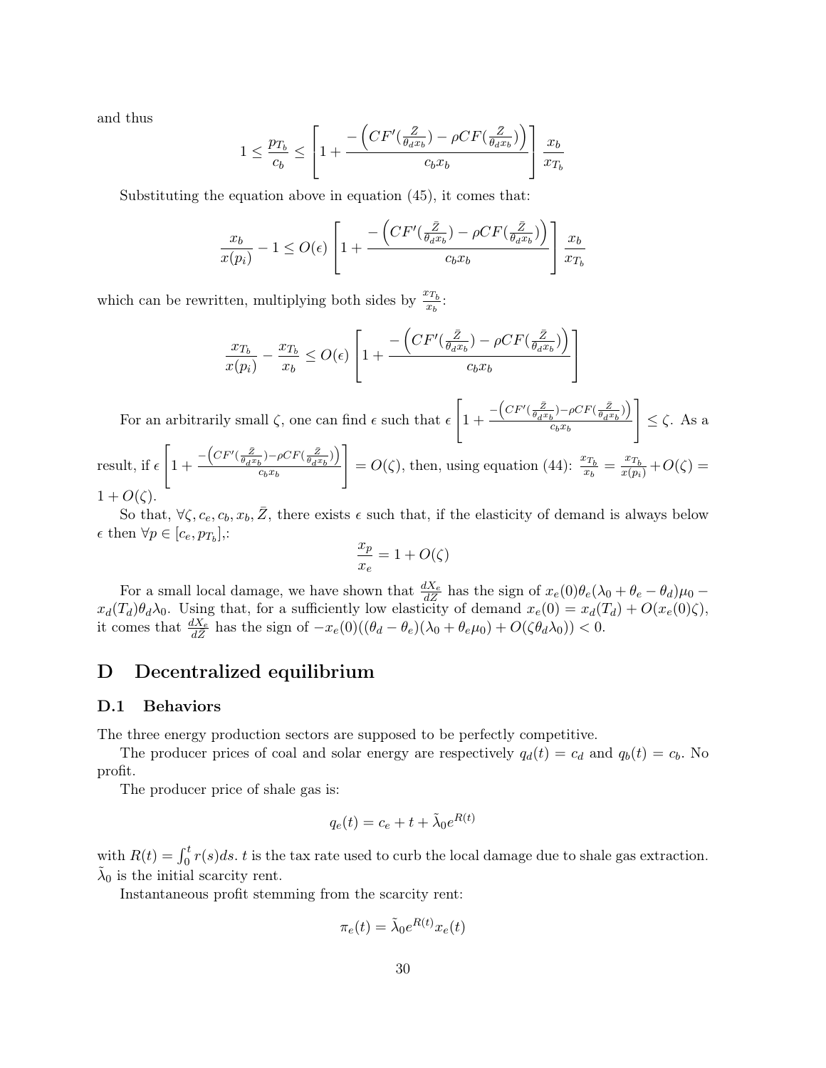and thus

$$1 \leq \frac{p_{T_b}}{c_b} \leq \left[1 + \frac{-\left(CF'(\frac{\bar{Z}}{\theta_d x_b}) - \rho CF(\frac{\bar{Z}}{\theta_d x_b})\right)}{c_b x_b}\right] \frac{x_b}{x_{T_b}}$$

Substituting the equation above in equation (45), it comes that:

$$\frac{x_b}{x(p_i)} - 1 \leq O(\epsilon) \left[1 + \frac{-\left(CF'(\frac{\bar{Z}}{\theta_d x_b}) - \rho CF(\frac{\bar{Z}}{\theta_d x_b})\right)}{c_b x_b}\right] \frac{x_b}{x_{T_b}}$$

which can be rewritten, multiplying both sides by $\frac{x_{T_b}}{x_b}$:

$$\frac{x_{T_b}}{x(p_i)} - \frac{x_{T_b}}{x_b} \leq O(\epsilon) \left[1 + \frac{-\left(CF'(\frac{\bar{Z}}{\theta_d x_b}) - \rho CF(\frac{\bar{Z}}{\theta_d x_b})\right)}{c_b x_b}\right]$$

For an arbitrarily small $\zeta$, one can find $\epsilon$ such that $\epsilon \left[1 + \frac{-\left(CF'(\frac{\bar{Z}}{\theta_d x_b}) - \rho CF(\frac{\bar{Z}}{\theta_d x_b})\right)}{c_b x_b}\right] \leq \zeta$. As a result, if $\epsilon \left[1 + \frac{-\left(CF'(\frac{\bar{Z}}{\theta_d x_b}) - \rho CF(\frac{\bar{Z}}{\theta_d x_b})\right)}{c_b x_b}\right] = O(\zeta)$, then, using equation (44): $\frac{x_{T_b}}{x_b} = \frac{x_{T_b}}{x(p_i)} + O(\zeta) = 1 + O(\zeta)$.

So that, $\forall \zeta, c_e, c_b, x_b, \bar{Z}$, there exists $\epsilon$ such that, if the elasticity of demand is always below $\epsilon$ then $\forall p \in [c_e, p_{T_b}]$,:

$$\frac{x_p}{x_e} = 1 + O(\zeta)$$

For a small local damage, we have shown that $\frac{dX_e}{d\bar{Z}}$ has the sign of $x_e(0)\theta_e(\lambda_0 + \theta_e - \theta_d)\mu_0 - x_d(T_d)\theta_d\lambda_0$. Using that, for a sufficiently low elasticity of demand $x_e(0) = x_d(T_d) + O(x_e(0)\zeta)$, it comes that $\frac{dX_e}{d\bar{Z}}$ has the sign of $-x_e(0)((\theta_d - \theta_e)(\lambda_0 + \theta_e\mu_0) + O(\zeta\theta_d\lambda_0)) < 0$.

# D Decentralized equilibrium

## D.1 Behaviors

The three energy production sectors are supposed to be perfectly competitive.

The producer prices of coal and solar energy are respectively $q_d(t) = c_d$ and $q_b(t) = c_b$. No profit.

The producer price of shale gas is:

$$q_e(t) = c_e + t + \tilde{\lambda}_0 e^{R(t)}$$

with $R(t) = \int_0^t r(s)ds$. $t$ is the tax rate used to curb the local damage due to shale gas extraction. $\tilde{\lambda}_0$ is the initial scarcity rent.

Instantaneous profit stemming from the scarcity rent:

$$\pi_e(t) = \tilde{\lambda}_0 e^{R(t)} x_e(t)$$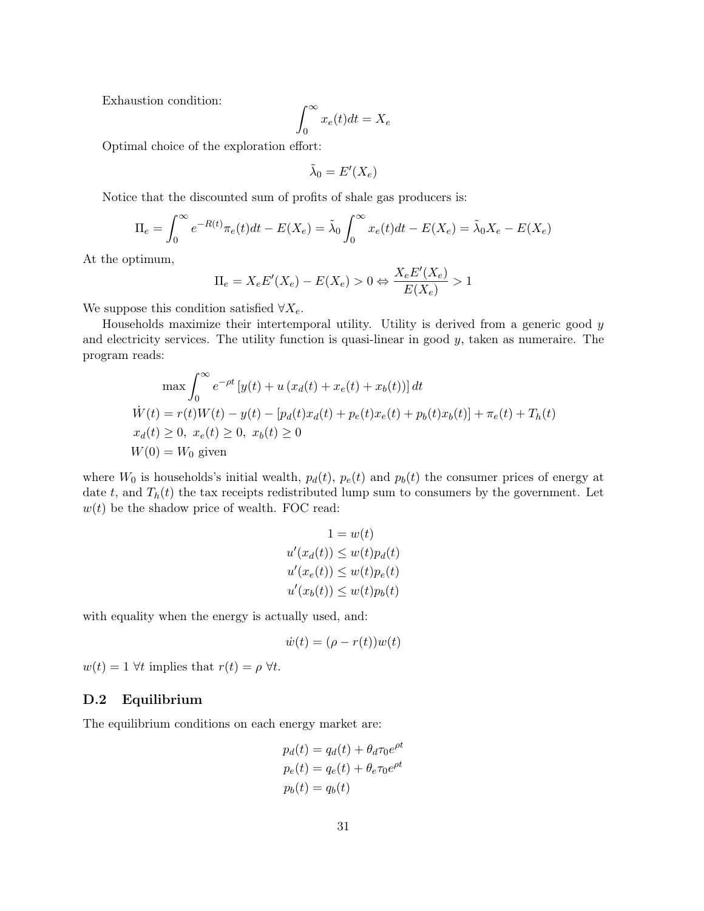Exhaustion condition:

$$\int_0^\infty x_e(t)dt = X_e$$

Optimal choice of the exploration effort:

$$\tilde{\lambda}_0 = E'(X_e)$$

Notice that the discounted sum of profits of shale gas producers is:

$$\Pi_e = \int_0^\infty e^{-R(t)}\pi_e(t)dt - E(X_e) = \tilde{\lambda}_0 \int_0^\infty x_e(t)dt - E(X_e) = \tilde{\lambda}_0 X_e - E(X_e)$$

At the optimum,

$$\Pi_e = X_e E'(X_e) - E(X_e) > 0 \Leftrightarrow \frac{X_e E'(X_e)}{E(X_e)} > 1$$

We suppose this condition satisfied $\forall X_e$.

Households maximize their intertemporal utility. Utility is derived from a generic good $y$ and electricity services. The utility function is quasi-linear in good $y$, taken as numeraire. The program reads:

$$\max \int_0^\infty e^{-\rho t}\left[y(t) + u\left(x_d(t) + x_e(t) + x_b(t)\right)\right]dt$$
$$\dot{W}(t) = r(t)W(t) - y(t) - \left[p_d(t)x_d(t) + p_e(t)x_e(t) + p_b(t)x_b(t)\right] + \pi_e(t) + T_h(t)$$
$$x_d(t) \geq 0,\ x_e(t) \geq 0,\ x_b(t) \geq 0$$
$$W(0) = W_0 \text{ given}$$

where $W_0$ is households's initial wealth, $p_d(t)$, $p_e(t)$ and $p_b(t)$ the consumer prices of energy at date $t$, and $T_h(t)$ the tax receipts redistributed lump sum to consumers by the government. Let $w(t)$ be the shadow price of wealth. FOC read:

$$1 = w(t)$$
$$u'(x_d(t)) \leq w(t)p_d(t)$$
$$u'(x_e(t)) \leq w(t)p_e(t)$$
$$u'(x_b(t)) \leq w(t)p_b(t)$$

with equality when the energy is actually used, and:

$$\dot{w}(t) = (\rho - r(t))w(t)$$

$w(t) = 1\ \forall t$ implies that $r(t) = \rho\ \forall t$.

## D.2 Equilibrium

The equilibrium conditions on each energy market are:

$$p_d(t) = q_d(t) + \theta_d\tau_0 e^{\rho t}$$
$$p_e(t) = q_e(t) + \theta_e\tau_0 e^{\rho t}$$
$$p_b(t) = q_b(t)$$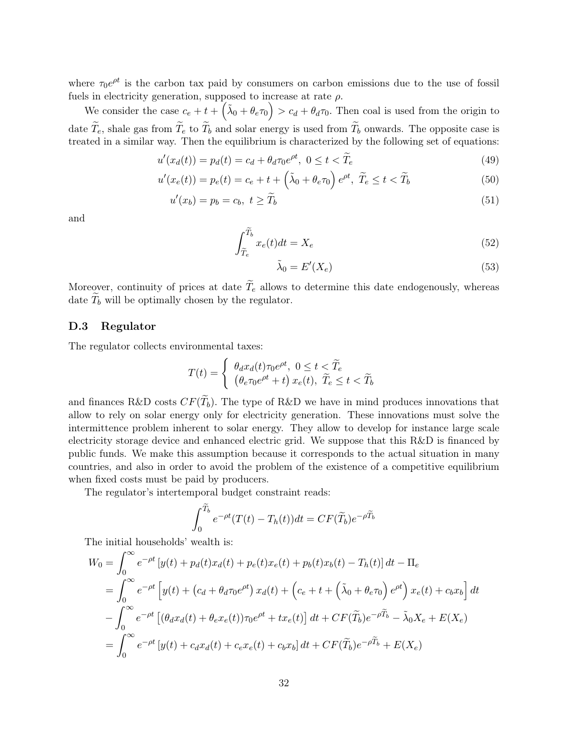where $\tau_0 e^{\rho t}$ is the carbon tax paid by consumers on carbon emissions due to the use of fossil fuels in electricity generation, supposed to increase at rate $\rho$.

We consider the case $c_e + t + \left(\tilde{\lambda}_0 + \theta_e \tau_0\right) > c_d + \theta_d \tau_0$. Then coal is used from the origin to date $\widetilde{T}_e$, shale gas from $\widetilde{T}_e$ to $\widetilde{T}_b$ and solar energy is used from $\widetilde{T}_b$ onwards. The opposite case is treated in a similar way. Then the equilibrium is characterized by the following set of equations:

$$u'(x_d(t)) = p_d(t) = c_d + \theta_d \tau_0 e^{\rho t}, \ 0 \le t < \widetilde{T}_e \tag{49}$$

$$u'(x_e(t)) = p_e(t) = c_e + t + \left(\tilde{\lambda}_0 + \theta_e \tau_0\right) e^{\rho t}, \ \widetilde{T}_e \le t < \widetilde{T}_b \tag{50}$$

$$u'(x_b) = p_b = c_b, \ t \ge \widetilde{T}_b \tag{51}$$

and

$$\int_{\widetilde{T}_e}^{\widetilde{T}_b} x_e(t) dt = X_e \tag{52}$$

$$\tilde{\lambda}_0 = E'(X_e) \tag{53}$$

Moreover, continuity of prices at date $\widetilde{T}_e$ allows to determine this date endogenously, whereas date $\widetilde{T}_b$ will be optimally chosen by the regulator.

## D.3 Regulator

The regulator collects environmental taxes:

$$T(t) = \begin{cases} \theta_d x_d(t) \tau_0 e^{\rho t}, \ 0 \le t < \widetilde{T}_e \\ \left(\theta_e \tau_0 e^{\rho t} + t\right) x_e(t), \ \widetilde{T}_e \le t < \widetilde{T}_b \end{cases}$$

and finances R&D costs $CF(\widetilde{T}_b)$. The type of R&D we have in mind produces innovations that allow to rely on solar energy only for electricity generation. These innovations must solve the intermittence problem inherent to solar energy. They allow to develop for instance large scale electricity storage device and enhanced electric grid. We suppose that this R&D is financed by public funds. We make this assumption because it corresponds to the actual situation in many countries, and also in order to avoid the problem of the existence of a competitive equilibrium when fixed costs must be paid by producers.

The regulator's intertemporal budget constraint reads:

$$\int_0^{\widetilde{T}_b} e^{-\rho t} (T(t) - T_h(t)) dt = CF(\widetilde{T}_b) e^{-\rho \widetilde{T}_b}$$

The initial households' wealth is:

$$\begin{aligned}
W_0 &= \int_0^{\infty} e^{-\rho t} \left[ y(t) + p_d(t) x_d(t) + p_e(t) x_e(t) + p_b(t) x_b(t) - T_h(t) \right] dt - \Pi_e \\
&= \int_0^{\infty} e^{-\rho t} \left[ y(t) + \left(c_d + \theta_d \tau_0 e^{\rho t}\right) x_d(t) + \left(c_e + t + \left(\tilde{\lambda}_0 + \theta_e \tau_0\right) e^{\rho t}\right) x_e(t) + c_b x_b \right] dt \\
&- \int_0^{\infty} e^{-\rho t} \left[ (\theta_d x_d(t) + \theta_e x_e(t)) \tau_0 e^{\rho t} + t x_e(t) \right] dt + CF(\widetilde{T}_b) e^{-\rho \widetilde{T}_b} - \tilde{\lambda}_0 X_e + E(X_e) \\
&= \int_0^{\infty} e^{-\rho t} \left[ y(t) + c_d x_d(t) + c_e x_e(t) + c_b x_b \right] dt + CF(\widetilde{T}_b) e^{-\rho \widetilde{T}_b} + E(X_e)
\end{aligned}$$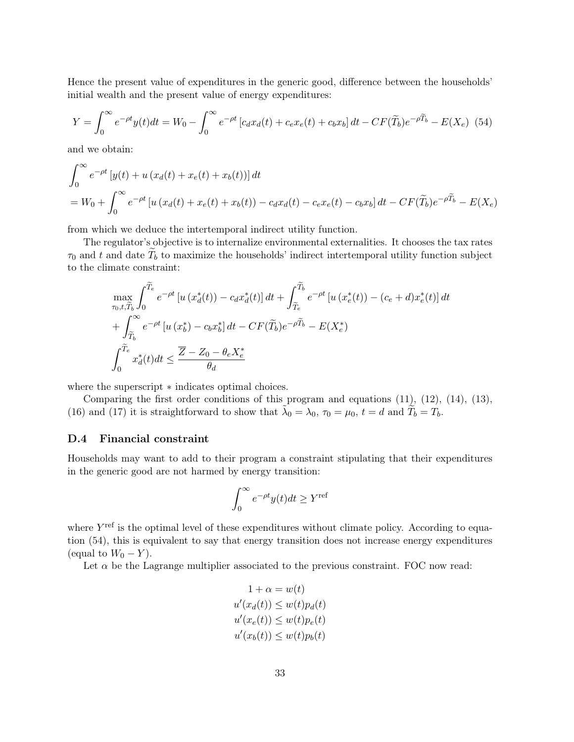Hence the present value of expenditures in the generic good, difference between the households' initial wealth and the present value of energy expenditures:

$$Y = \int_0^\infty e^{-\rho t} y(t) dt = W_0 - \int_0^\infty e^{-\rho t} \left[ c_d x_d(t) + c_e x_e(t) + c_b x_b \right] dt - CF(\widetilde{T}_b) e^{-\rho \widetilde{T}_b} - E(X_e) \quad (54)$$

and we obtain:

$$\begin{aligned}
&\int_0^\infty e^{-\rho t} \left[ y(t) + u\left(x_d(t) + x_e(t) + x_b(t)\right) \right] dt \\
&= W_0 + \int_0^\infty e^{-\rho t} \left[ u\left(x_d(t) + x_e(t) + x_b(t)\right) - c_d x_d(t) - c_e x_e(t) - c_b x_b \right] dt - CF(\widetilde{T}_b) e^{-\rho \widetilde{T}_b} - E(X_e)
\end{aligned}$$

from which we deduce the intertemporal indirect utility function.

The regulator's objective is to internalize environmental externalities. It chooses the tax rates $\tau_0$ and $t$ and date $\widetilde{T}_b$ to maximize the households' indirect intertemporal utility function subject to the climate constraint:

$$\begin{aligned}
&\max_{\tau_0, t, \widetilde{T}_b} \int_0^{\widetilde{T}_e} e^{-\rho t} \left[ u\left(x_d^*(t)\right) - c_d x_d^*(t) \right] dt + \int_{\widetilde{T}_e}^{\widetilde{T}_b} e^{-\rho t} \left[ u\left(x_e^*(t)\right) - (c_e + d) x_e^*(t) \right] dt \\
&+ \int_{\widetilde{T}_b}^\infty e^{-\rho t} \left[ u\left(x_b^*\right) - c_b x_b^* \right] dt - CF(\widetilde{T}_b) e^{-\rho \widetilde{T}_b} - E(X_e^*) \\
&\int_0^{\widetilde{T}_e} x_d^*(t) dt \leq \frac{\overline{Z} - Z_0 - \theta_e X_e^*}{\theta_d}
\end{aligned}$$

where the superscript $*$ indicates optimal choices.

Comparing the first order conditions of this program and equations (11), (12), (14), (13), (16) and (17) it is straightforward to show that $\widetilde{\lambda}_0 = \lambda_0$, $\tau_0 = \mu_0$, $t = d$ and $\widetilde{T}_b = T_b$.

### D.4 Financial constraint

Households may want to add to their program a constraint stipulating that their expenditures in the generic good are not harmed by energy transition:

$$\int_0^\infty e^{-\rho t} y(t) dt \geq Y^{\text{ref}}$$

where $Y^{\text{ref}}$ is the optimal level of these expenditures without climate policy. According to equation (54), this is equivalent to say that energy transition does not increase energy expenditures (equal to $W_0 - Y$).

Let $\alpha$ be the Lagrange multiplier associated to the previous constraint. FOC now read:

$$\begin{aligned}
1 + \alpha &= w(t) \\
u'(x_d(t)) &\leq w(t) p_d(t) \\
u'(x_e(t)) &\leq w(t) p_e(t) \\
u'(x_b(t)) &\leq w(t) p_b(t)
\end{aligned}$$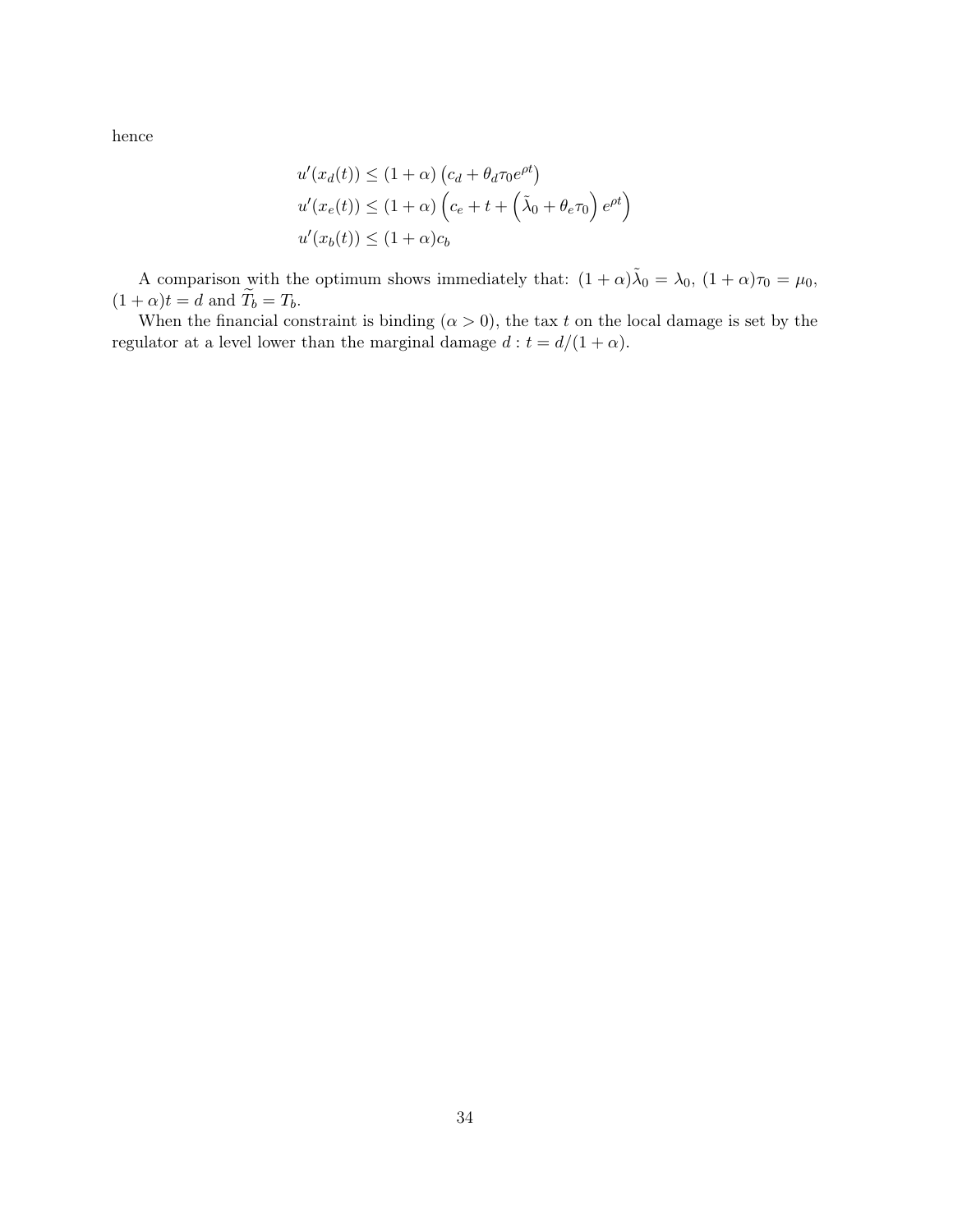hence

$$
\begin{aligned}
u'(x_d(t)) &\leq (1+\alpha)\left(c_d + \theta_d \tau_0 e^{\rho t}\right) \\
u'(x_e(t)) &\leq (1+\alpha)\left(c_e + t + \left(\tilde{\lambda}_0 + \theta_e \tau_0\right) e^{\rho t}\right) \\
u'(x_b(t)) &\leq (1+\alpha) c_b
\end{aligned}
$$

A comparison with the optimum shows immediately that: $(1+\alpha)\tilde{\lambda}_0 = \lambda_0$, $(1+\alpha)\tau_0 = \mu_0$, $(1+\alpha)t = d$ and $\widetilde{T}_b = T_b$.

When the financial constraint is binding ($\alpha > 0$), the tax $t$ on the local damage is set by the regulator at a level lower than the marginal damage $d$ : $t = d/(1+\alpha)$.